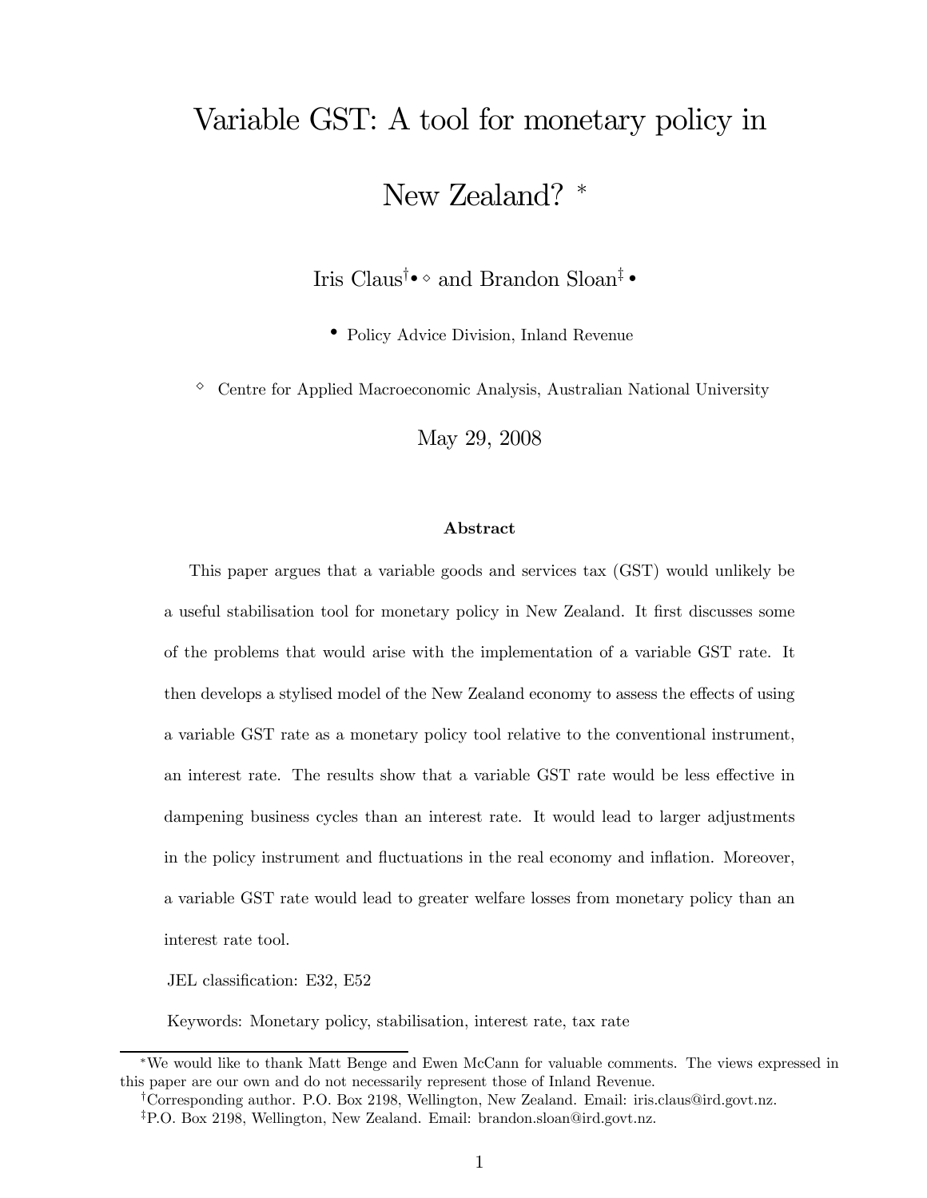# Variable GST: A tool for monetary policy in New Zealand? [*]

Iris Claus[†•⋄] and Brandon Sloan[‡•]

[•] Policy Advice Division, Inland Revenue

[⋄] Centre for Applied Macroeconomic Analysis, Australian National University

May 29, 2008

### Abstract

This paper argues that a variable goods and services tax (GST) would unlikely be a useful stabilisation tool for monetary policy in New Zealand. It first discusses some of the problems that would arise with the implementation of a variable GST rate. It then develops a stylised model of the New Zealand economy to assess the effects of using a variable GST rate as a monetary policy tool relative to the conventional instrument, an interest rate. The results show that a variable GST rate would be less effective in dampening business cycles than an interest rate. It would lead to larger adjustments in the policy instrument and fluctuations in the real economy and inflation. Moreover, a variable GST rate would lead to greater welfare losses from monetary policy than an interest rate tool.

JEL classification: E32, E52

Keywords: Monetary policy, stabilisation, interest rate, tax rate

---

[*] We would like to thank Matt Benge and Ewen McCann for valuable comments. The views expressed in this paper are our own and do not necessarily represent those of Inland Revenue.

[†] Corresponding author. P.O. Box 2198, Wellington, New Zealand. Email: iris.claus@ird.govt.nz.

[‡] P.O. Box 2198, Wellington, New Zealand. Email: brandon.sloan@ird.govt.nz.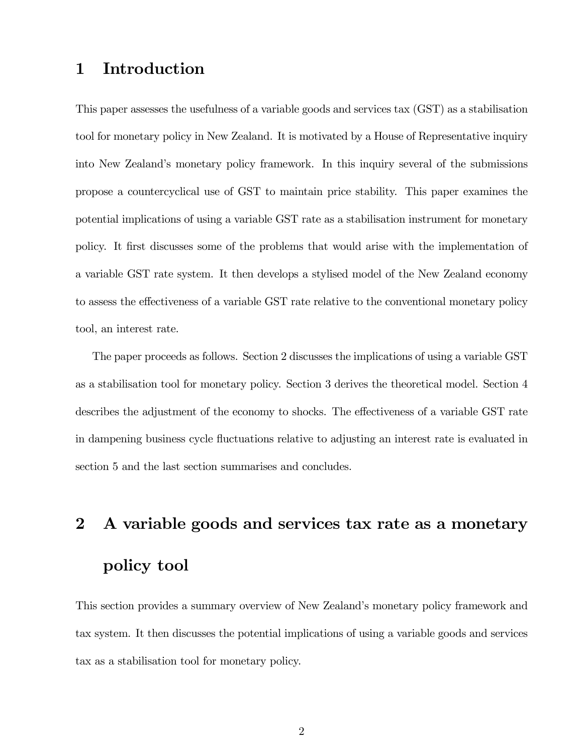# 1 Introduction

This paper assesses the usefulness of a variable goods and services tax (GST) as a stabilisation tool for monetary policy in New Zealand. It is motivated by a House of Representative inquiry into New Zealand's monetary policy framework. In this inquiry several of the submissions propose a countercyclical use of GST to maintain price stability. This paper examines the potential implications of using a variable GST rate as a stabilisation instrument for monetary policy. It first discusses some of the problems that would arise with the implementation of a variable GST rate system. It then develops a stylised model of the New Zealand economy to assess the effectiveness of a variable GST rate relative to the conventional monetary policy tool, an interest rate.

The paper proceeds as follows. Section 2 discusses the implications of using a variable GST as a stabilisation tool for monetary policy. Section 3 derives the theoretical model. Section 4 describes the adjustment of the economy to shocks. The effectiveness of a variable GST rate in dampening business cycle fluctuations relative to adjusting an interest rate is evaluated in section 5 and the last section summarises and concludes.

# 2 A variable goods and services tax rate as a monetary policy tool

This section provides a summary overview of New Zealand's monetary policy framework and tax system. It then discusses the potential implications of using a variable goods and services tax as a stabilisation tool for monetary policy.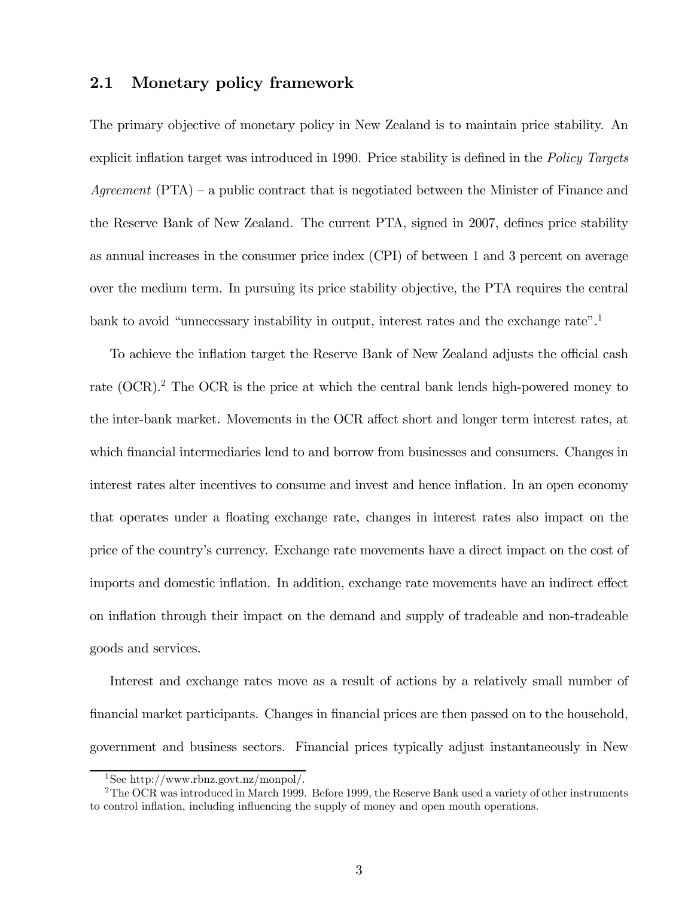## 2.1 Monetary policy framework

The primary objective of monetary policy in New Zealand is to maintain price stability. An explicit inflation target was introduced in 1990. Price stability is defined in the *Policy Targets Agreement* (PTA) – a public contract that is negotiated between the Minister of Finance and the Reserve Bank of New Zealand. The current PTA, signed in 2007, defines price stability as annual increases in the consumer price index (CPI) of between 1 and 3 percent on average over the medium term. In pursuing its price stability objective, the PTA requires the central bank to avoid "unnecessary instability in output, interest rates and the exchange rate".[1]

To achieve the inflation target the Reserve Bank of New Zealand adjusts the official cash rate (OCR).[2] The OCR is the price at which the central bank lends high-powered money to the inter-bank market. Movements in the OCR affect short and longer term interest rates, at which financial intermediaries lend to and borrow from businesses and consumers. Changes in interest rates alter incentives to consume and invest and hence inflation. In an open economy that operates under a floating exchange rate, changes in interest rates also impact on the price of the country's currency. Exchange rate movements have a direct impact on the cost of imports and domestic inflation. In addition, exchange rate movements have an indirect effect on inflation through their impact on the demand and supply of tradeable and non-tradeable goods and services.

Interest and exchange rates move as a result of actions by a relatively small number of financial market participants. Changes in financial prices are then passed on to the household, government and business sectors. Financial prices typically adjust instantaneously in New

[1] See http://www.rbnz.govt.nz/monpol/.

[2] The OCR was introduced in March 1999. Before 1999, the Reserve Bank used a variety of other instruments to control inflation, including influencing the supply of money and open mouth operations.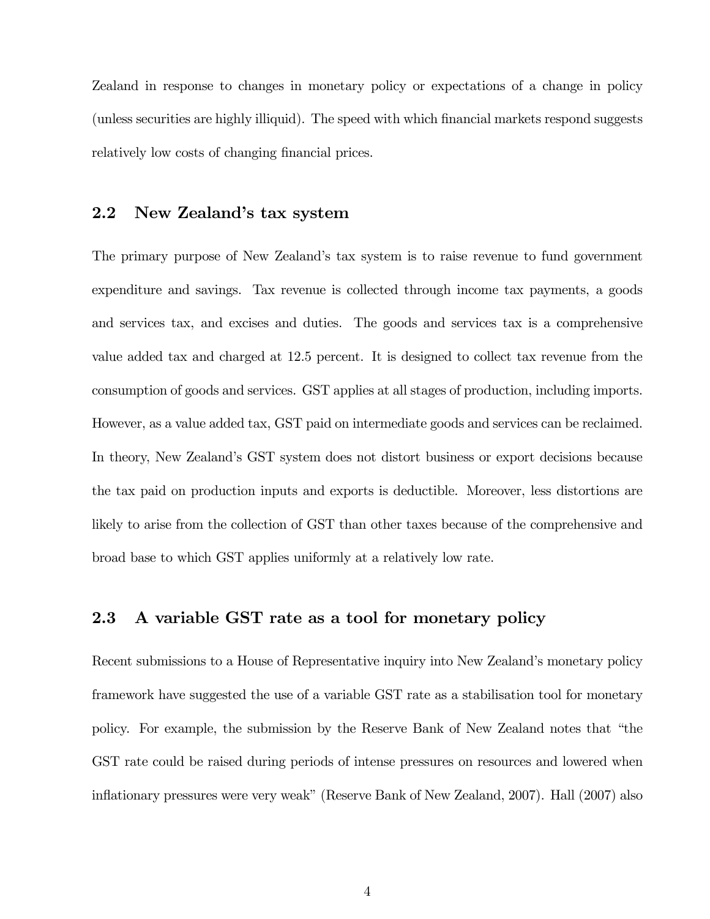Zealand in response to changes in monetary policy or expectations of a change in policy (unless securities are highly illiquid). The speed with which financial markets respond suggests relatively low costs of changing financial prices.

## 2.2 New Zealand's tax system

The primary purpose of New Zealand's tax system is to raise revenue to fund government expenditure and savings. Tax revenue is collected through income tax payments, a goods and services tax, and excises and duties. The goods and services tax is a comprehensive value added tax and charged at 12.5 percent. It is designed to collect tax revenue from the consumption of goods and services. GST applies at all stages of production, including imports. However, as a value added tax, GST paid on intermediate goods and services can be reclaimed. In theory, New Zealand's GST system does not distort business or export decisions because the tax paid on production inputs and exports is deductible. Moreover, less distortions are likely to arise from the collection of GST than other taxes because of the comprehensive and broad base to which GST applies uniformly at a relatively low rate.

## 2.3 A variable GST rate as a tool for monetary policy

Recent submissions to a House of Representative inquiry into New Zealand's monetary policy framework have suggested the use of a variable GST rate as a stabilisation tool for monetary policy. For example, the submission by the Reserve Bank of New Zealand notes that "the GST rate could be raised during periods of intense pressures on resources and lowered when inflationary pressures were very weak" (Reserve Bank of New Zealand, 2007). Hall (2007) also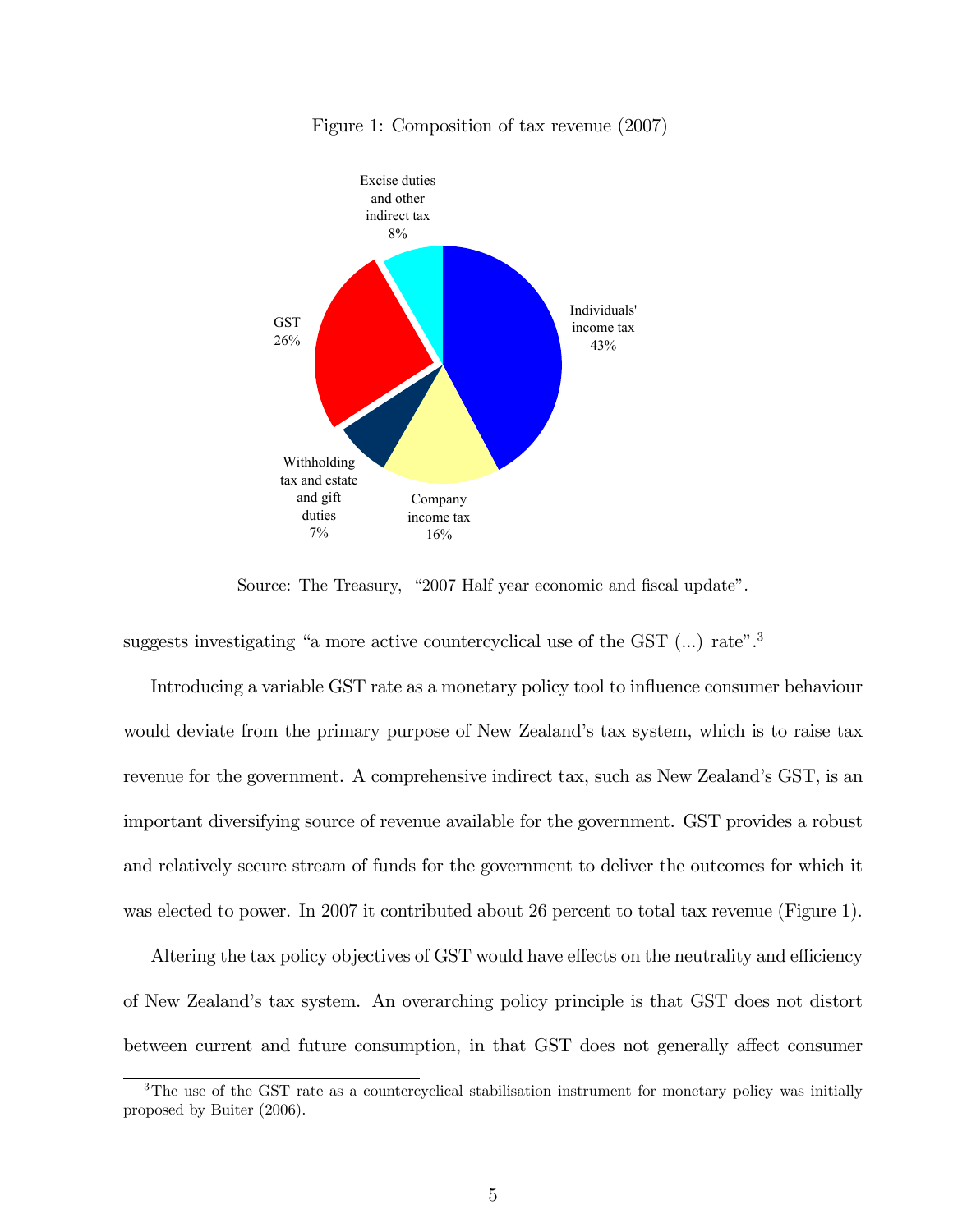Figure 1: Composition of tax revenue (2007)

Excise duties and other indirect tax 8%

Individuals' income tax 43%

GST 26%

Withholding tax and estate and gift duties 7%

Company income tax 16%

Source: The Treasury, "2007 Half year economic and fiscal update".

suggests investigating "a more active countercyclical use of the GST (...) rate".[3]

Introducing a variable GST rate as a monetary policy tool to influence consumer behaviour would deviate from the primary purpose of New Zealand's tax system, which is to raise tax revenue for the government. A comprehensive indirect tax, such as New Zealand's GST, is an important diversifying source of revenue available for the government. GST provides a robust and relatively secure stream of funds for the government to deliver the outcomes for which it was elected to power. In 2007 it contributed about 26 percent to total tax revenue (Figure 1).

Altering the tax policy objectives of GST would have effects on the neutrality and efficiency of New Zealand's tax system. An overarching policy principle is that GST does not distort between current and future consumption, in that GST does not generally affect consumer

[3] The use of the GST rate as a countercyclical stabilisation instrument for monetary policy was initially proposed by Buiter (2006).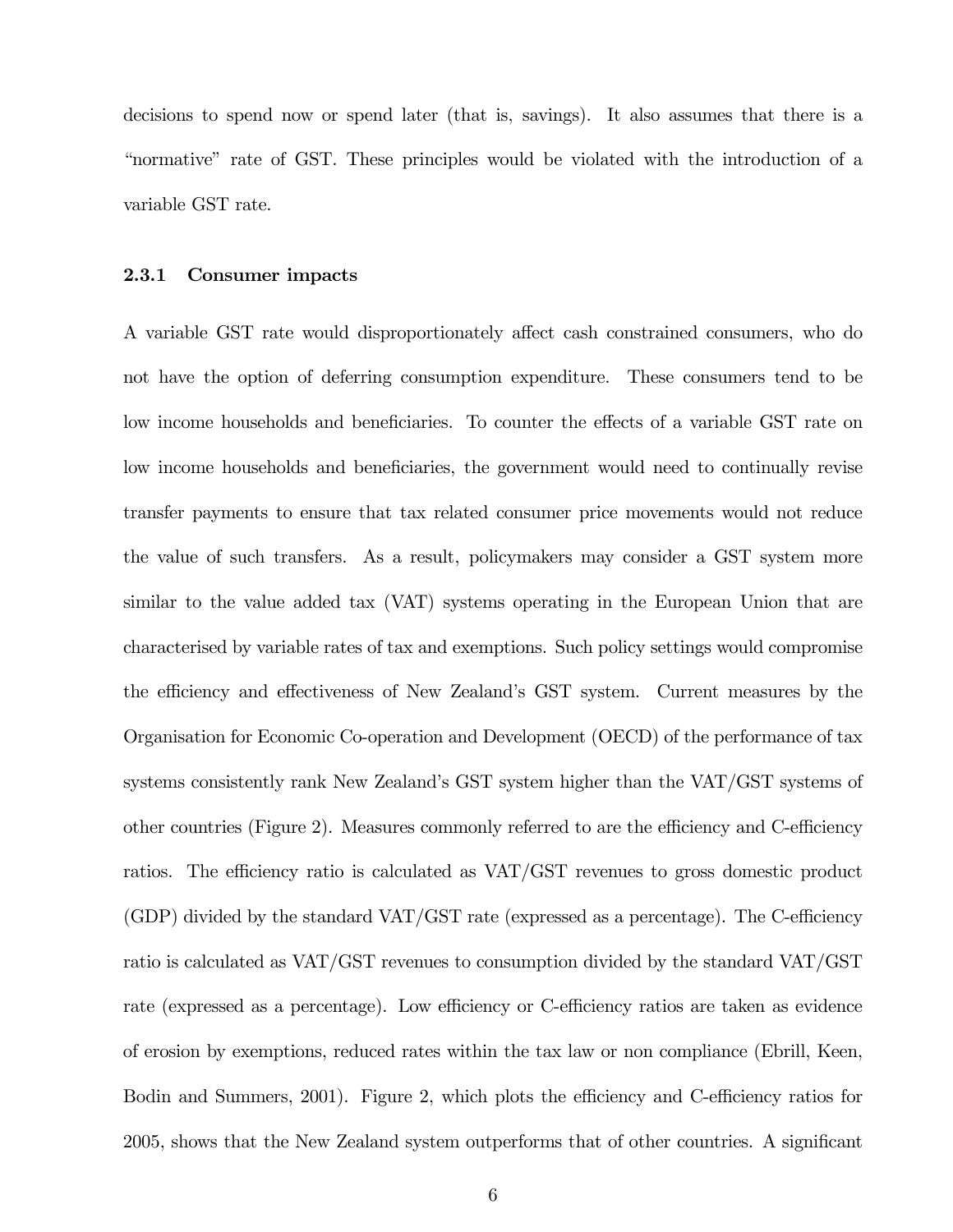decisions to spend now or spend later (that is, savings). It also assumes that there is a "normative" rate of GST. These principles would be violated with the introduction of a variable GST rate.

### 2.3.1 Consumer impacts

A variable GST rate would disproportionately affect cash constrained consumers, who do not have the option of deferring consumption expenditure. These consumers tend to be low income households and beneficiaries. To counter the effects of a variable GST rate on low income households and beneficiaries, the government would need to continually revise transfer payments to ensure that tax related consumer price movements would not reduce the value of such transfers. As a result, policymakers may consider a GST system more similar to the value added tax (VAT) systems operating in the European Union that are characterised by variable rates of tax and exemptions. Such policy settings would compromise the efficiency and effectiveness of New Zealand's GST system. Current measures by the Organisation for Economic Co-operation and Development (OECD) of the performance of tax systems consistently rank New Zealand's GST system higher than the VAT/GST systems of other countries (Figure 2). Measures commonly referred to are the efficiency and C-efficiency ratios. The efficiency ratio is calculated as VAT/GST revenues to gross domestic product (GDP) divided by the standard VAT/GST rate (expressed as a percentage). The C-efficiency ratio is calculated as VAT/GST revenues to consumption divided by the standard VAT/GST rate (expressed as a percentage). Low efficiency or C-efficiency ratios are taken as evidence of erosion by exemptions, reduced rates within the tax law or non compliance (Ebrill, Keen, Bodin and Summers, 2001). Figure 2, which plots the efficiency and C-efficiency ratios for 2005, shows that the New Zealand system outperforms that of other countries. A significant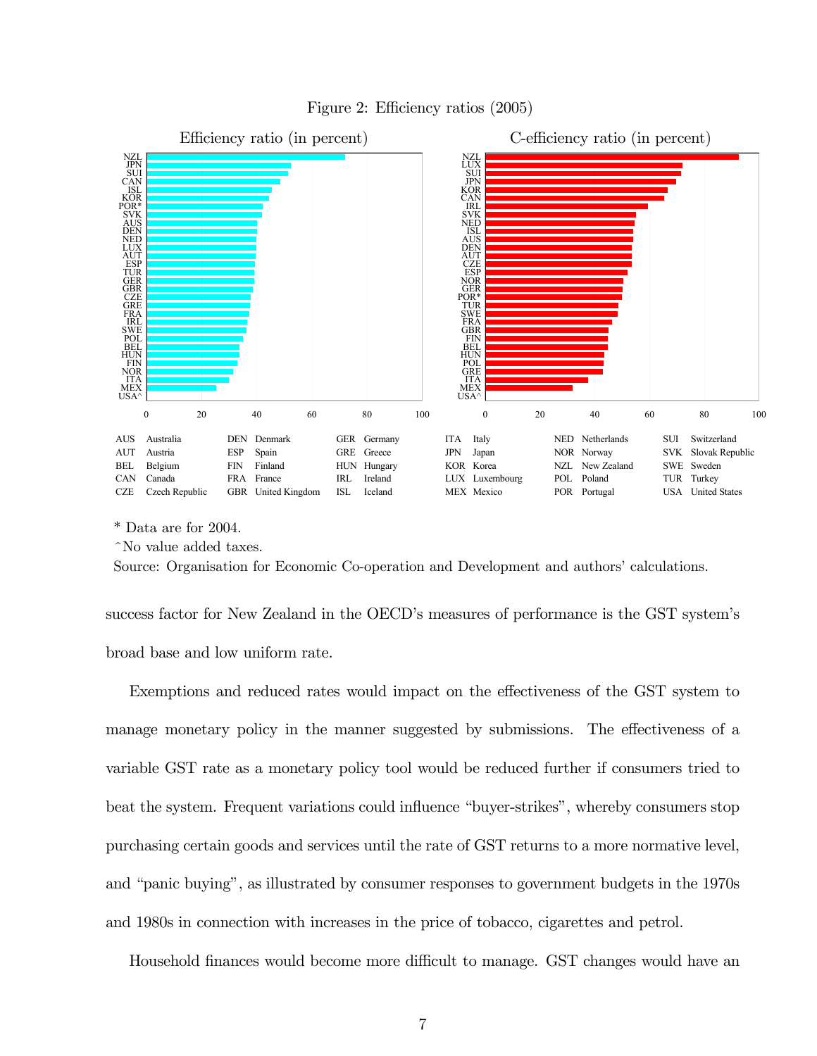Figure 2: Efficiency ratios (2005)

| AUS | Australia | DEN | Denmark | GER | Germany | ITA | Italy | NED | Netherlands | SUI | Switzerland |
|---|---|---|---|---|---|---|---|---|---|---|---|
| AUT | Austria | ESP | Spain | GRE | Greece | JPN | Japan | NOR | Norway | SVK | Slovak Republic |
| BEL | Belgium | FIN | Finland | HUN | Hungary | KOR | Korea | NZL | New Zealand | SWE | Sweden |
| CAN | Canada | FRA | France | IRL | Ireland | LUX | Luxembourg | POL | Poland | TUR | Turkey |
| CZE | Czech Republic | GBR | United Kingdom | ISL | Iceland | MEX | Mexico | POR | Portugal | USA | United States |

\* Data are for 2004.

^No value added taxes.

Source: Organisation for Economic Co-operation and Development and authors' calculations.

success factor for New Zealand in the OECD's measures of performance is the GST system's broad base and low uniform rate.

Exemptions and reduced rates would impact on the effectiveness of the GST system to manage monetary policy in the manner suggested by submissions. The effectiveness of a variable GST rate as a monetary policy tool would be reduced further if consumers tried to beat the system. Frequent variations could influence "buyer-strikes", whereby consumers stop purchasing certain goods and services until the rate of GST returns to a more normative level, and "panic buying", as illustrated by consumer responses to government budgets in the 1970s and 1980s in connection with increases in the price of tobacco, cigarettes and petrol.

Household finances would become more difficult to manage. GST changes would have an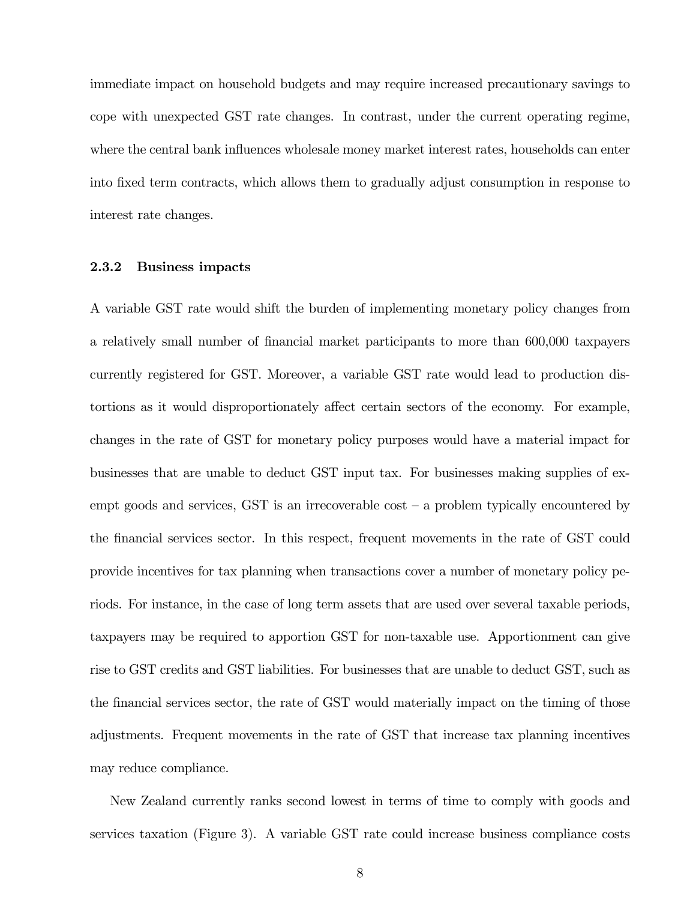immediate impact on household budgets and may require increased precautionary savings to cope with unexpected GST rate changes. In contrast, under the current operating regime, where the central bank influences wholesale money market interest rates, households can enter into fixed term contracts, which allows them to gradually adjust consumption in response to interest rate changes.

### 2.3.2 Business impacts

A variable GST rate would shift the burden of implementing monetary policy changes from a relatively small number of financial market participants to more than 600,000 taxpayers currently registered for GST. Moreover, a variable GST rate would lead to production distortions as it would disproportionately affect certain sectors of the economy. For example, changes in the rate of GST for monetary policy purposes would have a material impact for businesses that are unable to deduct GST input tax. For businesses making supplies of exempt goods and services, GST is an irrecoverable cost – a problem typically encountered by the financial services sector. In this respect, frequent movements in the rate of GST could provide incentives for tax planning when transactions cover a number of monetary policy periods. For instance, in the case of long term assets that are used over several taxable periods, taxpayers may be required to apportion GST for non-taxable use. Apportionment can give rise to GST credits and GST liabilities. For businesses that are unable to deduct GST, such as the financial services sector, the rate of GST would materially impact on the timing of those adjustments. Frequent movements in the rate of GST that increase tax planning incentives may reduce compliance.

New Zealand currently ranks second lowest in terms of time to comply with goods and services taxation (Figure 3). A variable GST rate could increase business compliance costs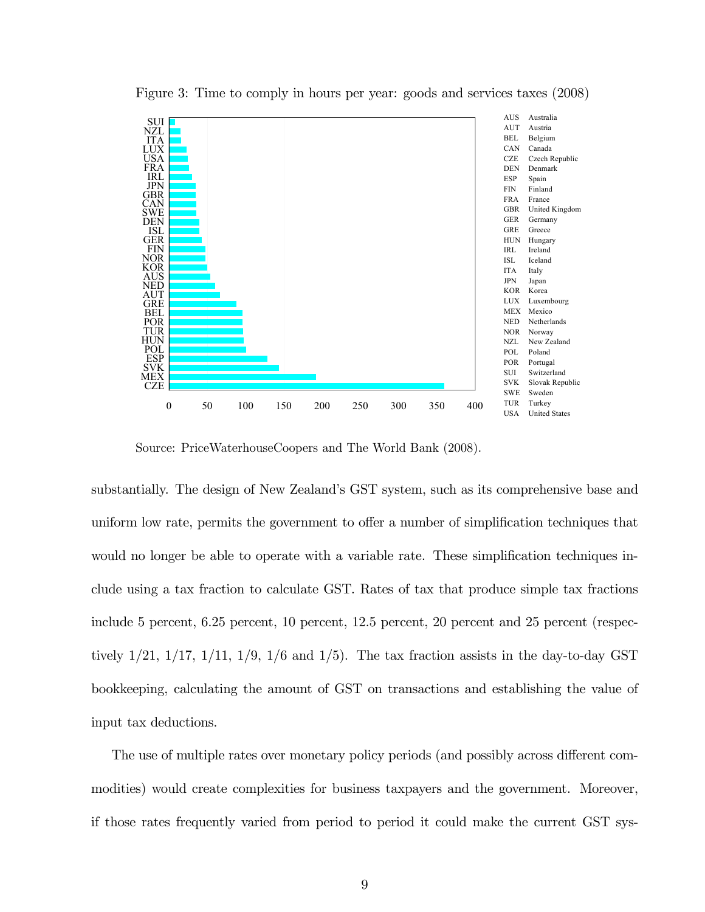Figure 3: Time to comply in hours per year: goods and services taxes (2008)

| Code | Country |
|---|---|
| AUS | Australia |
| AUT | Austria |
| BEL | Belgium |
| CAN | Canada |
| CZE | Czech Republic |
| DEN | Denmark |
| ESP | Spain |
| FIN | Finland |
| FRA | France |
| GBR | United Kingdom |
| GER | Germany |
| GRE | Greece |
| HUN | Hungary |
| IRL | Ireland |
| ISL | Iceland |
| ITA | Italy |
| JPN | Japan |
| KOR | Korea |
| LUX | Luxembourg |
| MEX | Mexico |
| NED | Netherlands |
| NOR | Norway |
| NZL | New Zealand |
| POL | Poland |
| POR | Portugal |
| SUI | Switzerland |
| SVK | Slovak Republic |
| SWE | Sweden |
| TUR | Turkey |
| USA | United States |

Source: PriceWaterhouseCoopers and The World Bank (2008).

substantially. The design of New Zealand's GST system, such as its comprehensive base and uniform low rate, permits the government to offer a number of simplification techniques that would no longer be able to operate with a variable rate. These simplification techniques include using a tax fraction to calculate GST. Rates of tax that produce simple tax fractions include 5 percent, 6.25 percent, 10 percent, 12.5 percent, 20 percent and 25 percent (respectively 1/21, 1/17, 1/11, 1/9, 1/6 and 1/5). The tax fraction assists in the day-to-day GST bookkeeping, calculating the amount of GST on transactions and establishing the value of input tax deductions.

The use of multiple rates over monetary policy periods (and possibly across different commodities) would create complexities for business taxpayers and the government. Moreover, if those rates frequently varied from period to period it could make the current GST sys-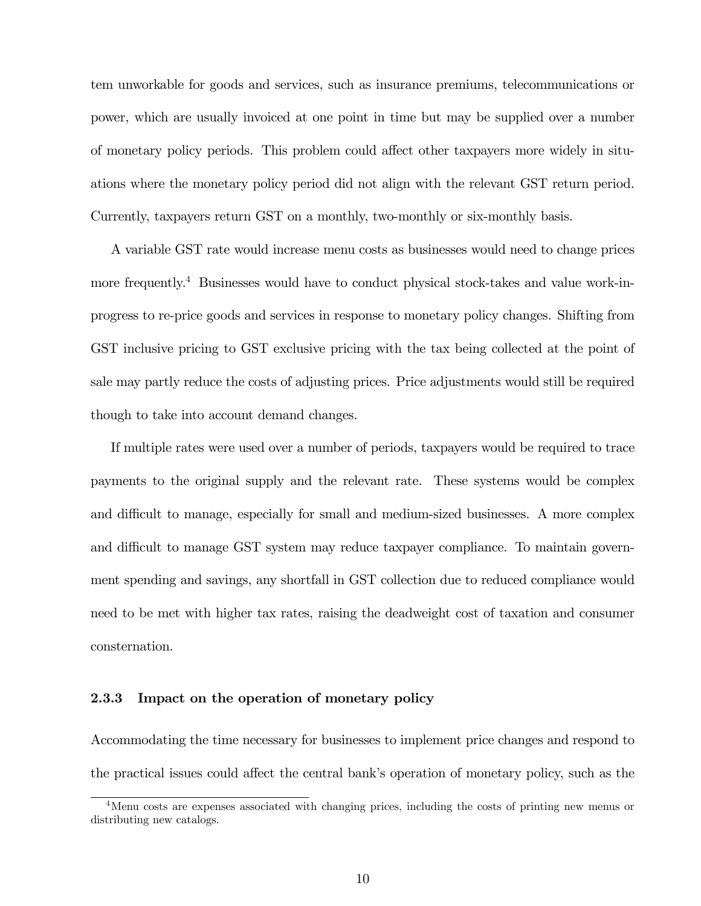tem unworkable for goods and services, such as insurance premiums, telecommunications or power, which are usually invoiced at one point in time but may be supplied over a number of monetary policy periods. This problem could affect other taxpayers more widely in situations where the monetary policy period did not align with the relevant GST return period. Currently, taxpayers return GST on a monthly, two-monthly or six-monthly basis.

A variable GST rate would increase menu costs as businesses would need to change prices more frequently.[4] Businesses would have to conduct physical stock-takes and value work-in-progress to re-price goods and services in response to monetary policy changes. Shifting from GST inclusive pricing to GST exclusive pricing with the tax being collected at the point of sale may partly reduce the costs of adjusting prices. Price adjustments would still be required though to take into account demand changes.

If multiple rates were used over a number of periods, taxpayers would be required to trace payments to the original supply and the relevant rate. These systems would be complex and difficult to manage, especially for small and medium-sized businesses. A more complex and difficult to manage GST system may reduce taxpayer compliance. To maintain government spending and savings, any shortfall in GST collection due to reduced compliance would need to be met with higher tax rates, raising the deadweight cost of taxation and consumer consternation.

### 2.3.3 Impact on the operation of monetary policy

Accommodating the time necessary for businesses to implement price changes and respond to the practical issues could affect the central bank's operation of monetary policy, such as the

[4] Menu costs are expenses associated with changing prices, including the costs of printing new menus or distributing new catalogs.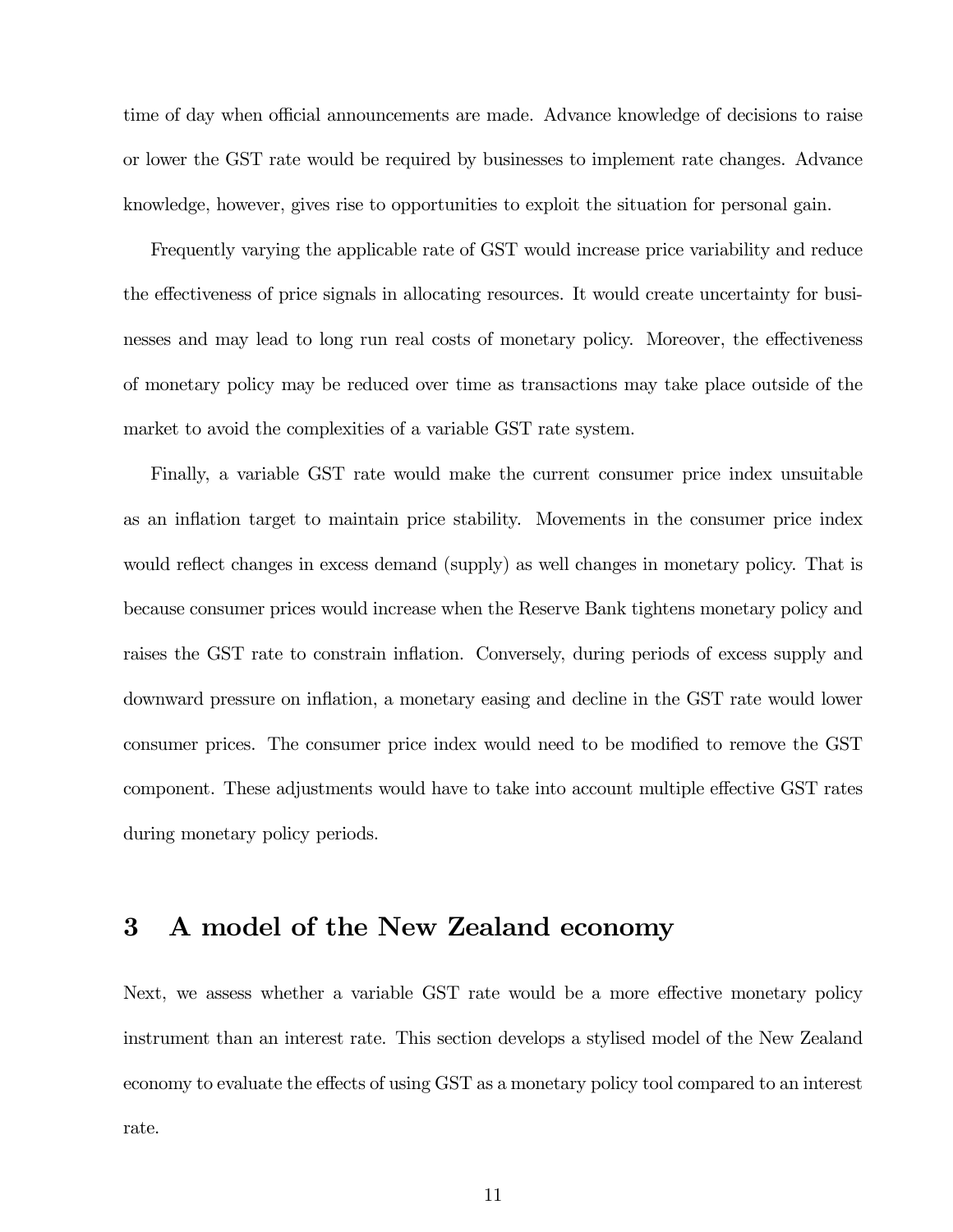time of day when official announcements are made. Advance knowledge of decisions to raise or lower the GST rate would be required by businesses to implement rate changes. Advance knowledge, however, gives rise to opportunities to exploit the situation for personal gain.

Frequently varying the applicable rate of GST would increase price variability and reduce the effectiveness of price signals in allocating resources. It would create uncertainty for businesses and may lead to long run real costs of monetary policy. Moreover, the effectiveness of monetary policy may be reduced over time as transactions may take place outside of the market to avoid the complexities of a variable GST rate system.

Finally, a variable GST rate would make the current consumer price index unsuitable as an inflation target to maintain price stability. Movements in the consumer price index would reflect changes in excess demand (supply) as well changes in monetary policy. That is because consumer prices would increase when the Reserve Bank tightens monetary policy and raises the GST rate to constrain inflation. Conversely, during periods of excess supply and downward pressure on inflation, a monetary easing and decline in the GST rate would lower consumer prices. The consumer price index would need to be modified to remove the GST component. These adjustments would have to take into account multiple effective GST rates during monetary policy periods.

## 3 A model of the New Zealand economy

Next, we assess whether a variable GST rate would be a more effective monetary policy instrument than an interest rate. This section develops a stylised model of the New Zealand economy to evaluate the effects of using GST as a monetary policy tool compared to an interest rate.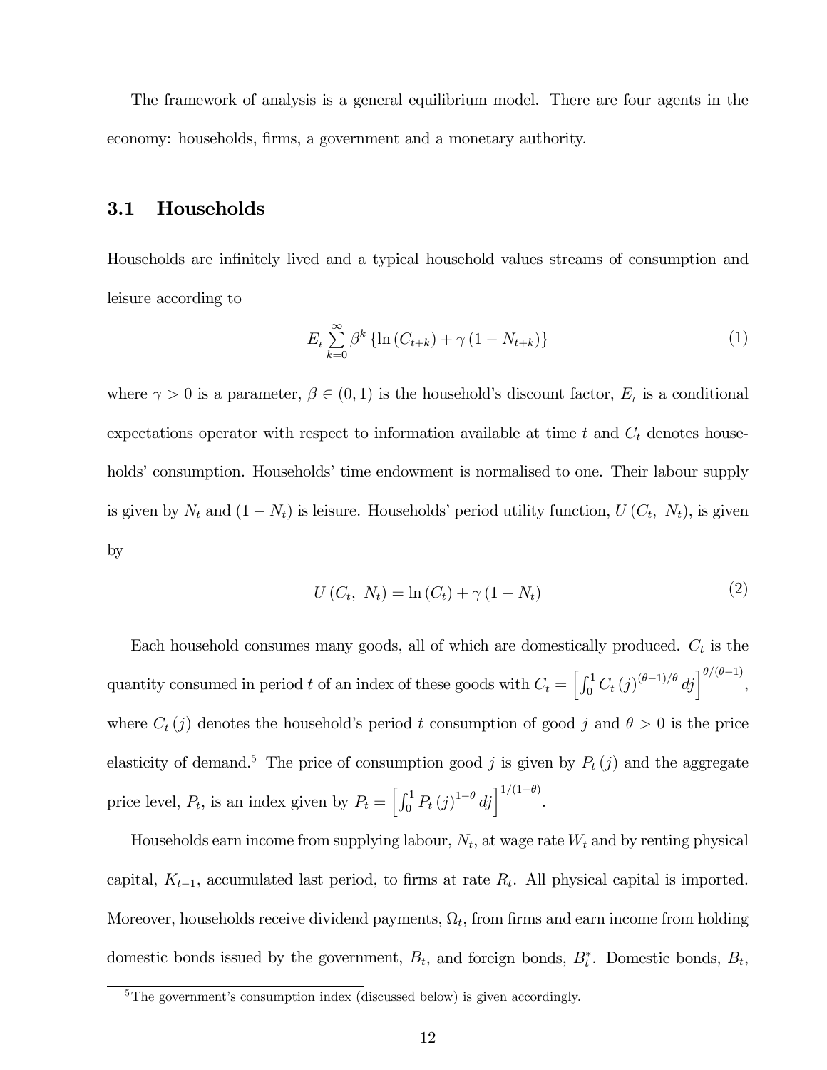The framework of analysis is a general equilibrium model. There are four agents in the economy: households, firms, a government and a monetary authority.

### 3.1 Households

Households are infinitely lived and a typical household values streams of consumption and leisure according to

$$E_t \sum_{k=0}^{\infty} \beta^k \left\{ \ln \left( C_{t+k} \right) + \gamma \left( 1 - N_{t+k} \right) \right\} \tag{1}$$

where $\gamma > 0$ is a parameter, $\beta \in (0, 1)$ is the household's discount factor, $E_t$ is a conditional expectations operator with respect to information available at time $t$ and $C_t$ denotes households' consumption. Households' time endowment is normalised to one. Their labour supply is given by $N_t$ and $(1 - N_t)$ is leisure. Households' period utility function, $U(C_t, N_t)$, is given by

$$U(C_t, N_t) = \ln(C_t) + \gamma (1 - N_t) \tag{2}$$

Each household consumes many goods, all of which are domestically produced. $C_t$ is the quantity consumed in period $t$ of an index of these goods with $C_t = \left[ \int_0^1 C_t(j)^{(\theta-1)/\theta} dj \right]^{\theta/(\theta-1)}$, where $C_t(j)$ denotes the household's period $t$ consumption of good $j$ and $\theta > 0$ is the price elasticity of demand.[5] The price of consumption good $j$ is given by $P_t(j)$ and the aggregate price level, $P_t$, is an index given by $P_t = \left[ \int_0^1 P_t(j)^{1-\theta} dj \right]^{1/(1-\theta)}$.

Households earn income from supplying labour, $N_t$, at wage rate $W_t$ and by renting physical capital, $K_{t-1}$, accumulated last period, to firms at rate $R_t$. All physical capital is imported. Moreover, households receive dividend payments, $\Omega_t$, from firms and earn income from holding domestic bonds issued by the government, $B_t$, and foreign bonds, $B_t^*$. Domestic bonds, $B_t$,

[5] The government's consumption index (discussed below) is given accordingly.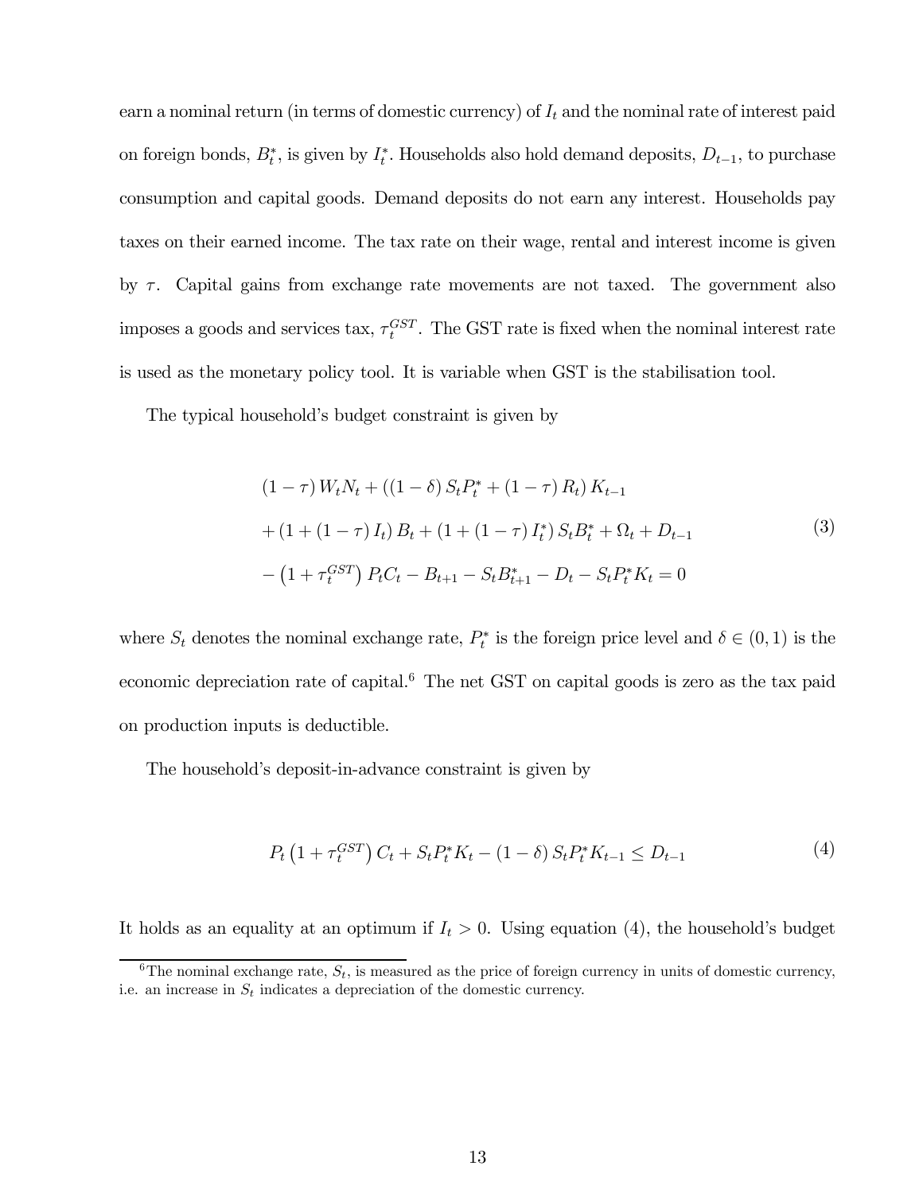earn a nominal return (in terms of domestic currency) of $I_t$ and the nominal rate of interest paid on foreign bonds, $B_t^*$, is given by $I_t^*$. Households also hold demand deposits, $D_{t-1}$, to purchase consumption and capital goods. Demand deposits do not earn any interest. Households pay taxes on their earned income. The tax rate on their wage, rental and interest income is given by $\tau$. Capital gains from exchange rate movements are not taxed. The government also imposes a goods and services tax, $\tau_t^{GST}$. The GST rate is fixed when the nominal interest rate is used as the monetary policy tool. It is variable when GST is the stabilisation tool.

The typical household's budget constraint is given by

$$
\begin{aligned}
&(1-\tau) W_t N_t + \left((1-\delta) S_t P_t^* + (1-\tau) R_t\right) K_{t-1} \\
&+ \left(1 + (1-\tau) I_t\right) B_t + \left(1 + (1-\tau) I_t^*\right) S_t B_t^* + \Omega_t + D_{t-1} \\
&- \left(1 + \tau_t^{GST}\right) P_t C_t - B_{t+1} - S_t B_{t+1}^* - D_t - S_t P_t^* K_t = 0
\end{aligned}
\tag{3}
$$

where $S_t$ denotes the nominal exchange rate, $P_t^*$ is the foreign price level and $\delta \in (0,1)$ is the economic depreciation rate of capital.[6] The net GST on capital goods is zero as the tax paid on production inputs is deductible.

The household's deposit-in-advance constraint is given by

$$
P_t \left(1 + \tau_t^{GST}\right) C_t + S_t P_t^* K_t - (1-\delta) S_t P_t^* K_{t-1} \leq D_{t-1} \tag{4}
$$

It holds as an equality at an optimum if $I_t > 0$. Using equation (4), the household's budget

[6] The nominal exchange rate, $S_t$, is measured as the price of foreign currency in units of domestic currency, i.e. an increase in $S_t$ indicates a depreciation of the domestic currency.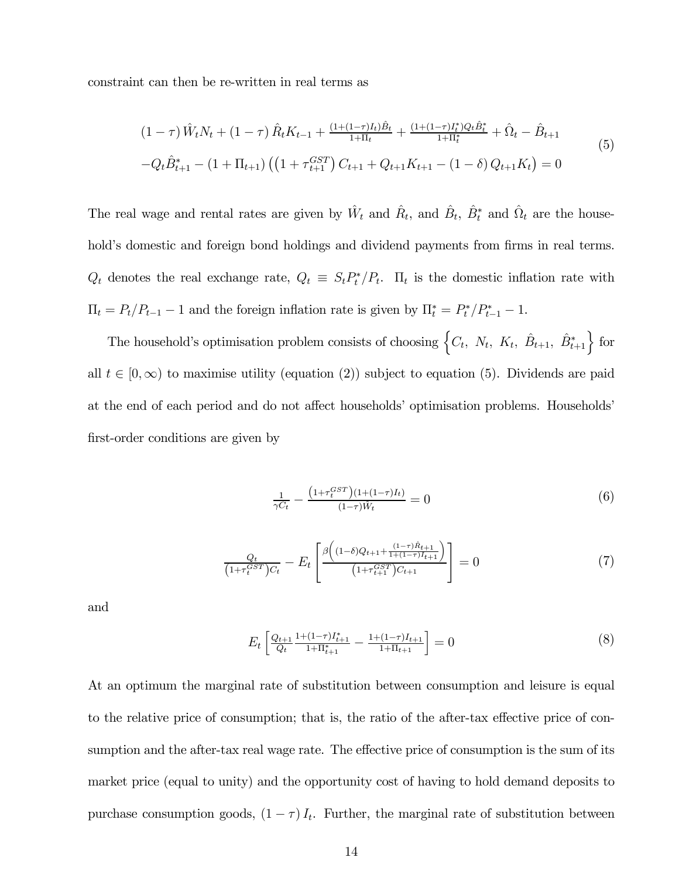constraint can then be re-written in real terms as

$$
\begin{aligned}
&(1-\tau)\,\hat{W}_t N_t + (1-\tau)\,\hat{R}_t K_{t-1} + \tfrac{(1+(1-\tau)I_t)\hat{B}_t}{1+\Pi_t} + \tfrac{(1+(1-\tau)I_t^*)Q_t\hat{B}_t^*}{1+\Pi_t^*} + \hat{\Omega}_t - \hat{B}_{t+1} \\
&-Q_t\hat{B}_{t+1}^* - (1+\Pi_{t+1})\left(\left(1+\tau_{t+1}^{GST}\right)C_{t+1} + Q_{t+1}K_{t+1} - (1-\delta)\,Q_{t+1}K_t\right) = 0
\end{aligned}
\tag{5}
$$

The real wage and rental rates are given by $\hat{W}_t$ and $\hat{R}_t$, and $\hat{B}_t$, $\hat{B}_t^*$ and $\hat{\Omega}_t$ are the household's domestic and foreign bond holdings and dividend payments from firms in real terms. $Q_t$ denotes the real exchange rate, $Q_t \equiv S_t P_t^*/P_t$. $\Pi_t$ is the domestic inflation rate with $\Pi_t = P_t/P_{t-1} - 1$ and the foreign inflation rate is given by $\Pi_t^* = P_t^*/P_{t-1}^* - 1$.

The household's optimisation problem consists of choosing $\left\{C_t,\ N_t,\ K_t,\ \hat{B}_{t+1},\ \hat{B}_{t+1}^*\right\}$ for all $t \in [0,\infty)$ to maximise utility (equation (2)) subject to equation (5). Dividends are paid at the end of each period and do not affect households' optimisation problems. Households' first-order conditions are given by

$$
\frac{1}{\gamma C_t} - \frac{\left(1+\tau_t^{GST}\right)(1+(1-\tau)I_t)}{(1-\tau)\hat{W}_t} = 0 \tag{6}
$$

$$
\frac{Q_t}{\left(1+\tau_t^{GST}\right)C_t} - E_t\left[\frac{\beta\left((1-\delta)Q_{t+1} + \frac{(1-\tau)\hat{R}_{t+1}}{1+(1-\tau)I_{t+1}}\right)}{\left(1+\tau_{t+1}^{GST}\right)C_{t+1}}\right] = 0 \tag{7}
$$

and

$$
E_t\left[\frac{Q_{t+1}}{Q_t}\frac{1+(1-\tau)I_{t+1}^*}{1+\Pi_{t+1}^*} - \frac{1+(1-\tau)I_{t+1}}{1+\Pi_{t+1}}\right] = 0 \tag{8}
$$

At an optimum the marginal rate of substitution between consumption and leisure is equal to the relative price of consumption; that is, the ratio of the after-tax effective price of consumption and the after-tax real wage rate. The effective price of consumption is the sum of its market price (equal to unity) and the opportunity cost of having to hold demand deposits to purchase consumption goods, $(1-\tau)\,I_t$. Further, the marginal rate of substitution between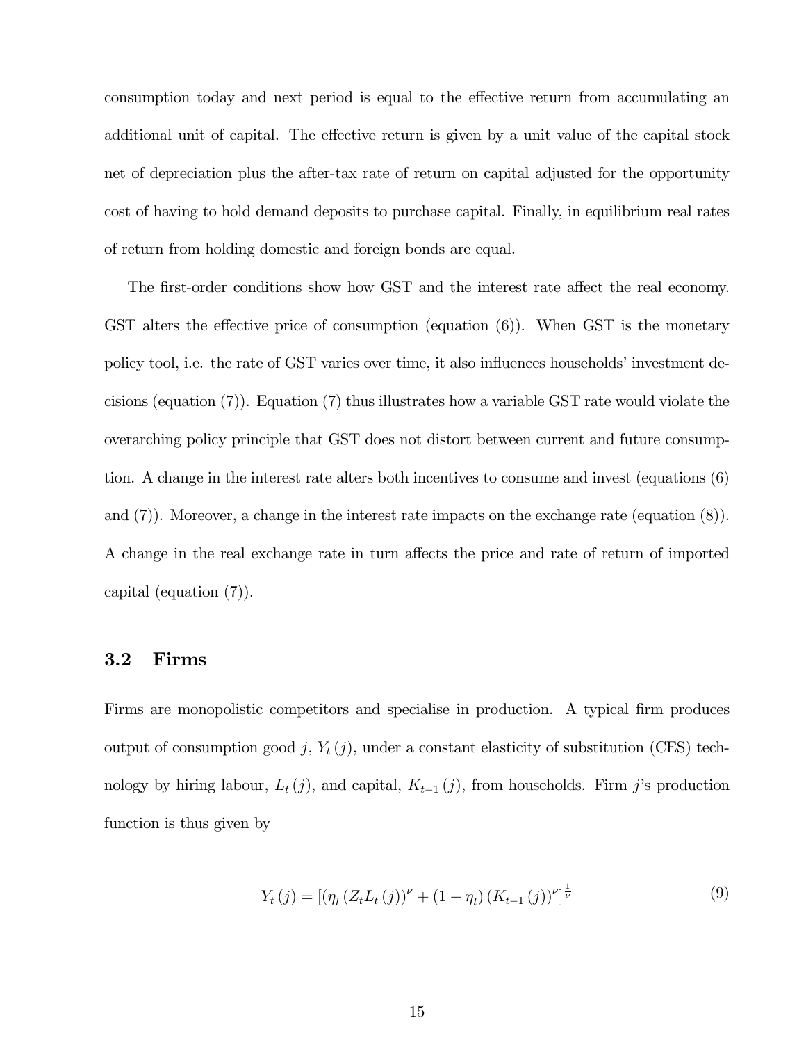consumption today and next period is equal to the effective return from accumulating an additional unit of capital. The effective return is given by a unit value of the capital stock net of depreciation plus the after-tax rate of return on capital adjusted for the opportunity cost of having to hold demand deposits to purchase capital. Finally, in equilibrium real rates of return from holding domestic and foreign bonds are equal.

The first-order conditions show how GST and the interest rate affect the real economy. GST alters the effective price of consumption (equation (6)). When GST is the monetary policy tool, i.e. the rate of GST varies over time, it also influences households' investment decisions (equation (7)). Equation (7) thus illustrates how a variable GST rate would violate the overarching policy principle that GST does not distort between current and future consumption. A change in the interest rate alters both incentives to consume and invest (equations (6) and (7)). Moreover, a change in the interest rate impacts on the exchange rate (equation (8)). A change in the real exchange rate in turn affects the price and rate of return of imported capital (equation (7)).

## 3.2 Firms

Firms are monopolistic competitors and specialise in production. A typical firm produces output of consumption good $j$, $Y_t(j)$, under a constant elasticity of substitution (CES) technology by hiring labour, $L_t(j)$, and capital, $K_{t-1}(j)$, from households. Firm $j$'s production function is thus given by

$$Y_t(j) = [(\eta_l (Z_t L_t(j))^{\nu} + (1 - \eta_l)(K_{t-1}(j))^{\nu}]^{\frac{1}{\nu}} \tag{9}$$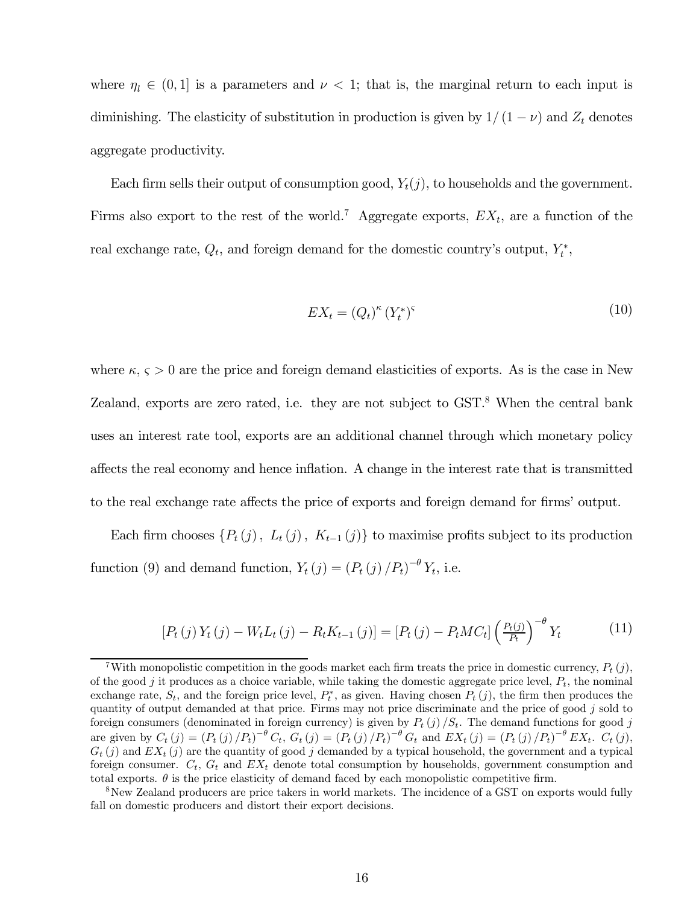where $\eta_l \in (0, 1]$ is a parameters and $\nu < 1$; that is, the marginal return to each input is diminishing. The elasticity of substitution in production is given by $1/(1-\nu)$ and $Z_t$ denotes aggregate productivity.

Each firm sells their output of consumption good, $Y_t(j)$, to households and the government. Firms also export to the rest of the world.[7] Aggregate exports, $EX_t$, are a function of the real exchange rate, $Q_t$, and foreign demand for the domestic country's output, $Y_t^*$,

$$EX_t = (Q_t)^{\kappa} (Y_t^*)^{\varsigma} \tag{10}$$

where $\kappa, \varsigma > 0$ are the price and foreign demand elasticities of exports. As is the case in New Zealand, exports are zero rated, i.e. they are not subject to GST.[8] When the central bank uses an interest rate tool, exports are an additional channel through which monetary policy affects the real economy and hence inflation. A change in the interest rate that is transmitted to the real exchange rate affects the price of exports and foreign demand for firms' output.

Each firm chooses $\{P_t(j), \ L_t(j), \ K_{t-1}(j)\}$ to maximise profits subject to its production function (9) and demand function, $Y_t(j) = (P_t(j)/P_t)^{-\theta} Y_t$, i.e.

$$[P_t(j) Y_t(j) - W_t L_t(j) - R_t K_{t-1}(j)] = [P_t(j) - P_t MC_t] \left(\frac{P_t(j)}{P_t}\right)^{-\theta} Y_t \tag{11}$$

---

[7] With monopolistic competition in the goods market each firm treats the price in domestic currency, $P_t(j)$, of the good $j$ it produces as a choice variable, while taking the domestic aggregate price level, $P_t$, the nominal exchange rate, $S_t$, and the foreign price level, $P_t^*$, as given. Having chosen $P_t(j)$, the firm then produces the quantity of output demanded at that price. Firms may not price discriminate and the price of good $j$ sold to foreign consumers (denominated in foreign currency) is given by $P_t(j)/S_t$. The demand functions for good $j$ are given by $C_t(j) = (P_t(j)/P_t)^{-\theta} C_t$, $G_t(j) = (P_t(j)/P_t)^{-\theta} G_t$ and $EX_t(j) = (P_t(j)/P_t)^{-\theta} EX_t$. $C_t(j)$, $G_t(j)$ and $EX_t(j)$ are the quantity of good $j$ demanded by a typical household, the government and a typical foreign consumer. $C_t$, $G_t$ and $EX_t$ denote total consumption by households, government consumption and total exports. $\theta$ is the price elasticity of demand faced by each monopolistic competitive firm.

[8] New Zealand producers are price takers in world markets. The incidence of a GST on exports would fully fall on domestic producers and distort their export decisions.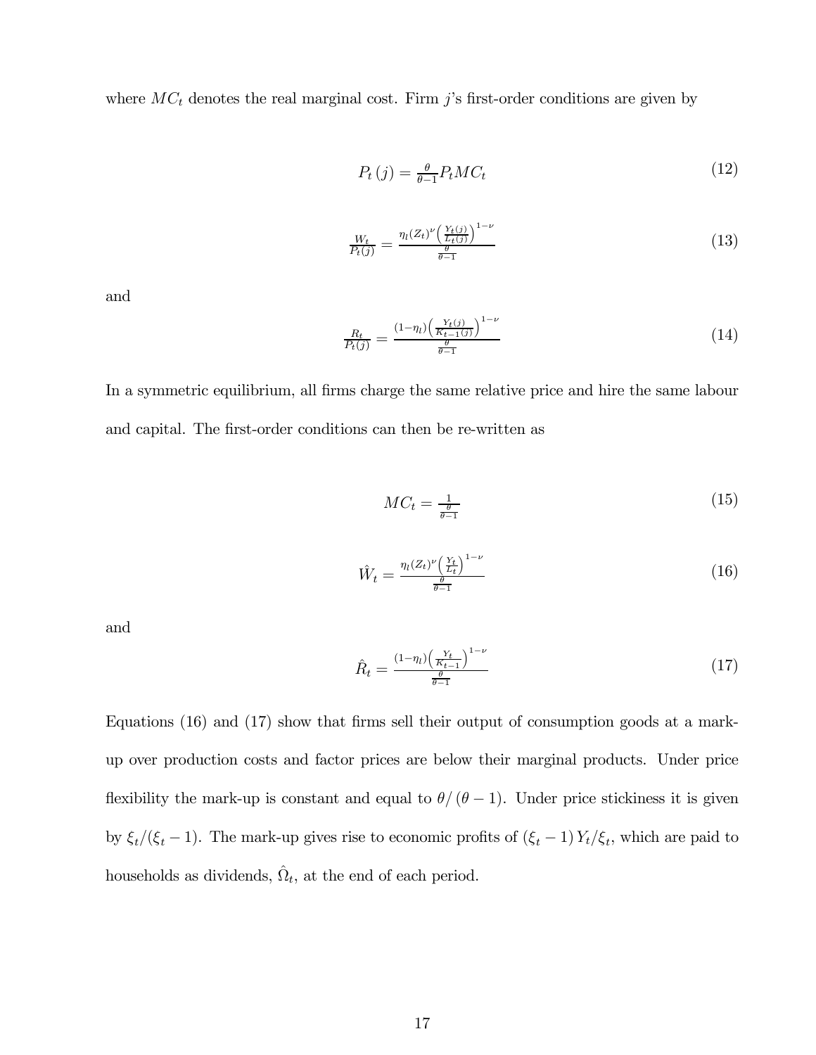where $MC_t$ denotes the real marginal cost. Firm $j$'s first-order conditions are given by

$$P_t(j) = \frac{\theta}{\theta-1} P_t MC_t \tag{12}$$

$$\frac{W_t}{P_t(j)} = \frac{\eta_l (Z_t)^{\nu} \left(\frac{Y_t(j)}{L_t(j)}\right)^{1-\nu}}{\frac{\theta}{\theta-1}} \tag{13}$$

and

$$\frac{R_t}{P_t(j)} = \frac{(1-\eta_l) \left(\frac{Y_t(j)}{K_{t-1}(j)}\right)^{1-\nu}}{\frac{\theta}{\theta-1}} \tag{14}$$

In a symmetric equilibrium, all firms charge the same relative price and hire the same labour and capital. The first-order conditions can then be re-written as

$$MC_t = \frac{1}{\frac{\theta}{\theta-1}} \tag{15}$$

$$\hat{W}_t = \frac{\eta_l (Z_t)^{\nu} \left(\frac{Y_t}{L_t}\right)^{1-\nu}}{\frac{\theta}{\theta-1}} \tag{16}$$

and

$$\hat{R}_t = \frac{(1-\eta_l) \left(\frac{Y_t}{K_{t-1}}\right)^{1-\nu}}{\frac{\theta}{\theta-1}} \tag{17}$$

Equations (16) and (17) show that firms sell their output of consumption goods at a mark-up over production costs and factor prices are below their marginal products. Under price flexibility the mark-up is constant and equal to $\theta/(\theta-1)$. Under price stickiness it is given by $\xi_t/(\xi_t-1)$. The mark-up gives rise to economic profits of $(\xi_t-1) Y_t/\xi_t$, which are paid to households as dividends, $\hat{\Omega}_t$, at the end of each period.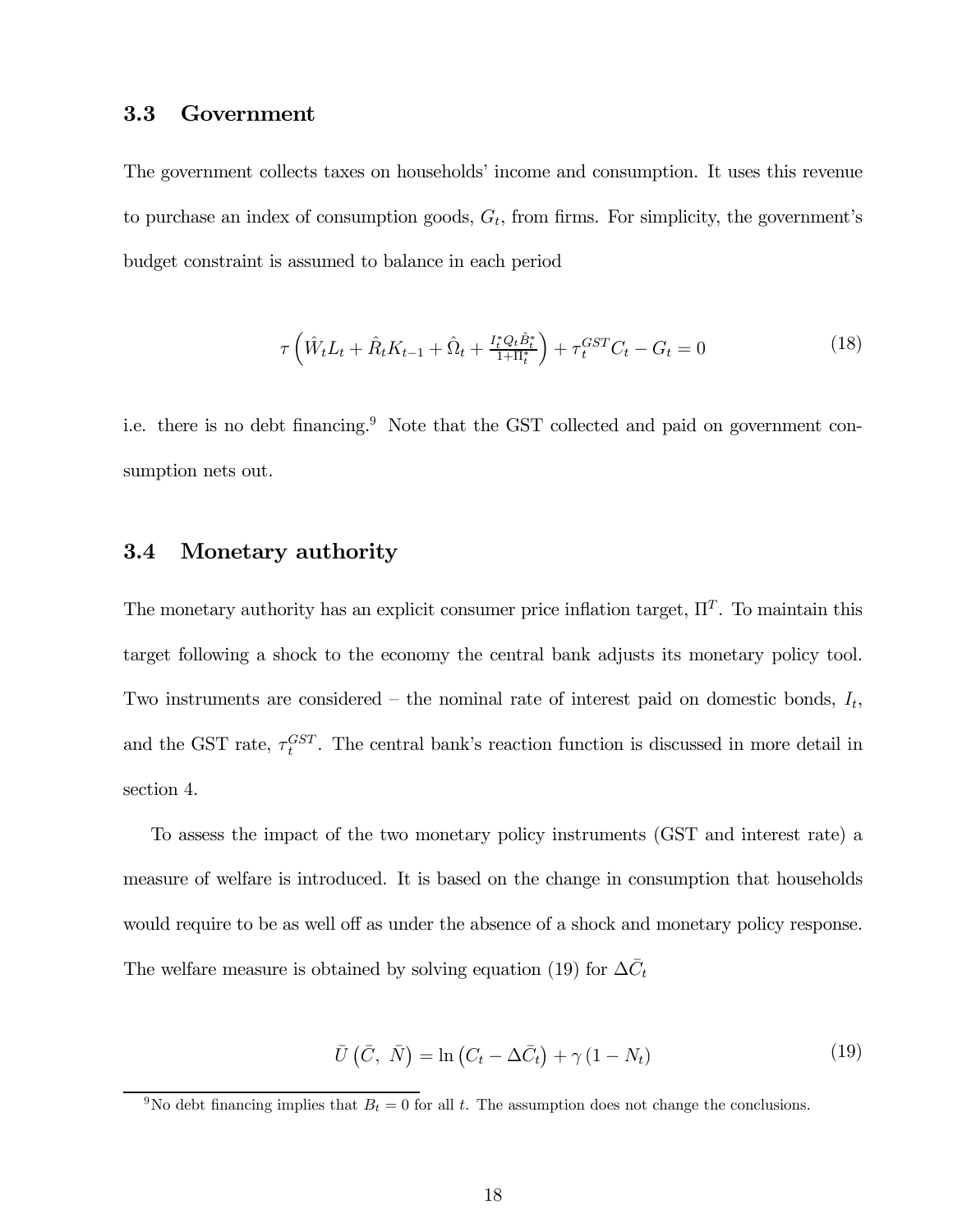### 3.3 Government

The government collects taxes on households' income and consumption. It uses this revenue to purchase an index of consumption goods, $G_t$, from firms. For simplicity, the government's budget constraint is assumed to balance in each period

$$\tau\left(\hat{W}_t L_t + \hat{R}_t K_{t-1} + \hat{\Omega}_t + \frac{I_t^* Q_t \hat{B}_t^*}{1+\Pi_t^*}\right) + \tau_t^{GST} C_t - G_t = 0 \tag{18}$$

i.e. there is no debt financing.[9] Note that the GST collected and paid on government consumption nets out.

### 3.4 Monetary authority

The monetary authority has an explicit consumer price inflation target, $\Pi^T$. To maintain this target following a shock to the economy the central bank adjusts its monetary policy tool. Two instruments are considered – the nominal rate of interest paid on domestic bonds, $I_t$, and the GST rate, $\tau_t^{GST}$. The central bank's reaction function is discussed in more detail in section 4.

To assess the impact of the two monetary policy instruments (GST and interest rate) a measure of welfare is introduced. It is based on the change in consumption that households would require to be as well off as under the absence of a shock and monetary policy response. The welfare measure is obtained by solving equation (19) for $\Delta\bar{C}_t$

$$\bar{U}\left(\bar{C},\ \bar{N}\right) = \ln\left(C_t - \Delta\bar{C}_t\right) + \gamma\left(1 - N_t\right) \tag{19}$$

[9] No debt financing implies that $B_t = 0$ for all $t$. The assumption does not change the conclusions.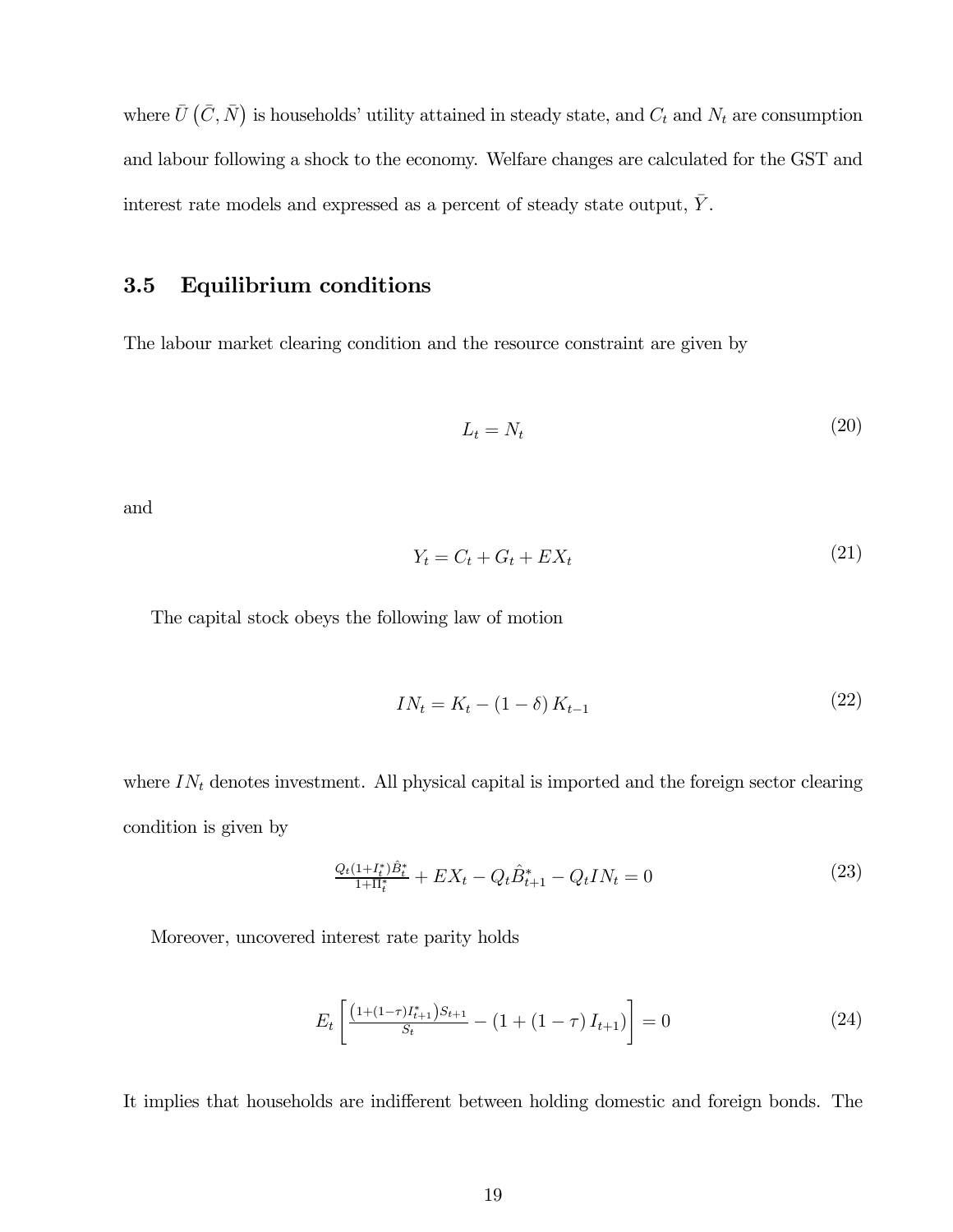where $\bar{U}\left(\bar{C}, \bar{N}\right)$ is households' utility attained in steady state, and $C_t$ and $N_t$ are consumption and labour following a shock to the economy. Welfare changes are calculated for the GST and interest rate models and expressed as a percent of steady state output, $\bar{Y}$.

## 3.5 Equilibrium conditions

The labour market clearing condition and the resource constraint are given by

$$L_t = N_t \tag{20}$$

and

$$Y_t = C_t + G_t + EX_t \tag{21}$$

The capital stock obeys the following law of motion

$$IN_t = K_t - (1 - \delta) K_{t-1} \tag{22}$$

where $IN_t$ denotes investment. All physical capital is imported and the foreign sector clearing condition is given by

$$\frac{Q_t(1+I_t^*)\hat{B}_t^*}{1+\Pi_t^*} + EX_t - Q_t\hat{B}_{t+1}^* - Q_t IN_t = 0 \tag{23}$$

Moreover, uncovered interest rate parity holds

$$E_t\left[\frac{\left(1+(1-\tau)I_{t+1}^*\right)S_{t+1}}{S_t} - \left(1 + (1-\tau) I_{t+1}\right)\right] = 0 \tag{24}$$

It implies that households are indifferent between holding domestic and foreign bonds. The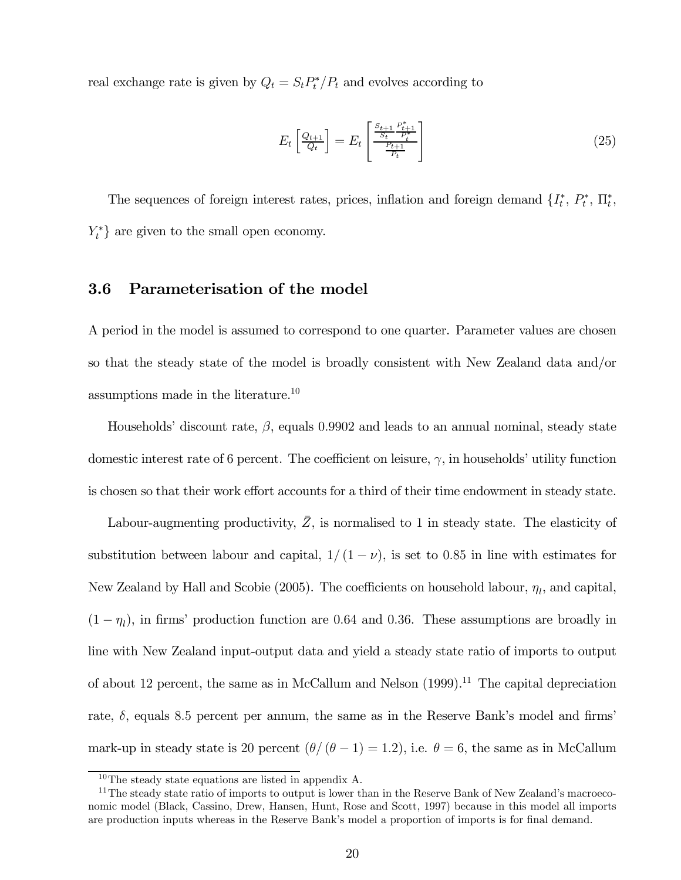real exchange rate is given by $Q_t = S_t P_t^* / P_t$ and evolves according to

$$E_t\left[\frac{Q_{t+1}}{Q_t}\right] = E_t\left[\frac{\frac{S_{t+1}}{S_t}\frac{P_{t+1}^*}{P_t^*}}{\frac{P_{t+1}}{P_t}}\right] \tag{25}$$

The sequences of foreign interest rates, prices, inflation and foreign demand $\{I_t^*,\ P_t^*,\ \Pi_t^*,\ Y_t^*\}$ are given to the small open economy.

### 3.6 Parameterisation of the model

A period in the model is assumed to correspond to one quarter. Parameter values are chosen so that the steady state of the model is broadly consistent with New Zealand data and/or assumptions made in the literature.[10]

Households' discount rate, $\beta$, equals 0.9902 and leads to an annual nominal, steady state domestic interest rate of 6 percent. The coefficient on leisure, $\gamma$, in households' utility function is chosen so that their work effort accounts for a third of their time endowment in steady state.

Labour-augmenting productivity, $\bar{Z}$, is normalised to 1 in steady state. The elasticity of substitution between labour and capital, $1/(1-\nu)$, is set to 0.85 in line with estimates for New Zealand by Hall and Scobie (2005). The coefficients on household labour, $\eta_l$, and capital, $(1-\eta_l)$, in firms' production function are 0.64 and 0.36. These assumptions are broadly in line with New Zealand input-output data and yield a steady state ratio of imports to output of about 12 percent, the same as in McCallum and Nelson (1999).[11] The capital depreciation rate, $\delta$, equals 8.5 percent per annum, the same as in the Reserve Bank's model and firms' mark-up in steady state is 20 percent ($\theta/(\theta-1) = 1.2$), i.e. $\theta = 6$, the same as in McCallum

[10] The steady state equations are listed in appendix A.

[11] The steady state ratio of imports to output is lower than in the Reserve Bank of New Zealand's macroeconomic model (Black, Cassino, Drew, Hansen, Hunt, Rose and Scott, 1997) because in this model all imports are production inputs whereas in the Reserve Bank's model a proportion of imports is for final demand.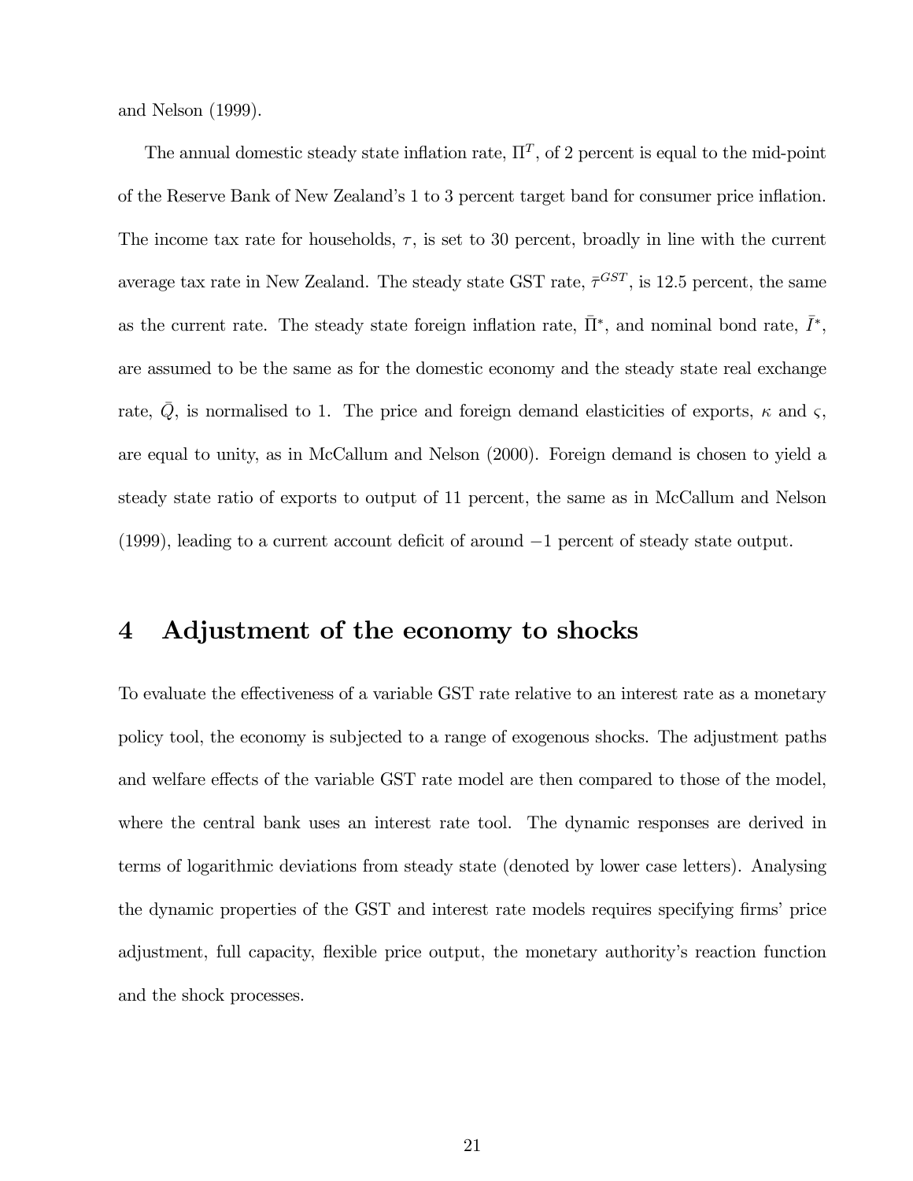and Nelson (1999).

The annual domestic steady state inflation rate, $\Pi^T$, of 2 percent is equal to the mid-point of the Reserve Bank of New Zealand's 1 to 3 percent target band for consumer price inflation. The income tax rate for households, $\tau$, is set to 30 percent, broadly in line with the current average tax rate in New Zealand. The steady state GST rate, $\bar{\tau}^{GST}$, is 12.5 percent, the same as the current rate. The steady state foreign inflation rate, $\bar{\Pi}^*$, and nominal bond rate, $\bar{I}^*$, are assumed to be the same as for the domestic economy and the steady state real exchange rate, $\bar{Q}$, is normalised to 1. The price and foreign demand elasticities of exports, $\kappa$ and $\varsigma$, are equal to unity, as in McCallum and Nelson (2000). Foreign demand is chosen to yield a steady state ratio of exports to output of 11 percent, the same as in McCallum and Nelson (1999), leading to a current account deficit of around $-1$ percent of steady state output.

# 4 Adjustment of the economy to shocks

To evaluate the effectiveness of a variable GST rate relative to an interest rate as a monetary policy tool, the economy is subjected to a range of exogenous shocks. The adjustment paths and welfare effects of the variable GST rate model are then compared to those of the model, where the central bank uses an interest rate tool. The dynamic responses are derived in terms of logarithmic deviations from steady state (denoted by lower case letters). Analysing the dynamic properties of the GST and interest rate models requires specifying firms' price adjustment, full capacity, flexible price output, the monetary authority's reaction function and the shock processes.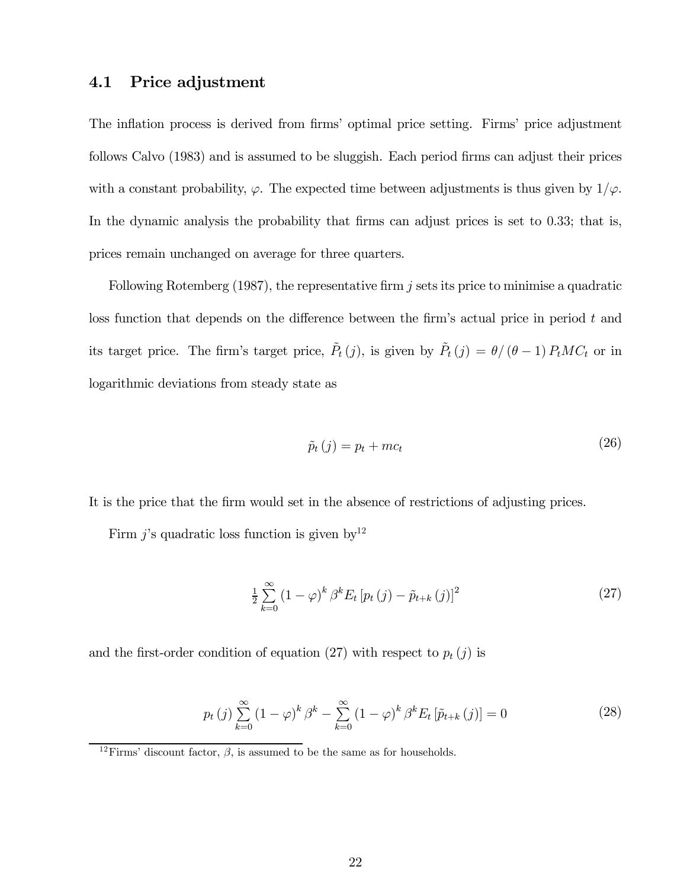## 4.1 Price adjustment

The inflation process is derived from firms' optimal price setting. Firms' price adjustment follows Calvo (1983) and is assumed to be sluggish. Each period firms can adjust their prices with a constant probability, $\varphi$. The expected time between adjustments is thus given by $1/\varphi$. In the dynamic analysis the probability that firms can adjust prices is set to 0.33; that is, prices remain unchanged on average for three quarters.

Following Rotemberg (1987), the representative firm $j$ sets its price to minimise a quadratic loss function that depends on the difference between the firm's actual price in period $t$ and its target price. The firm's target price, $\tilde{P}_t(j)$, is given by $\tilde{P}_t(j) = \theta/(\theta - 1) P_t MC_t$ or in logarithmic deviations from steady state as

$$\tilde{p}_t(j) = p_t + mc_t \tag{26}$$

It is the price that the firm would set in the absence of restrictions of adjusting prices.

Firm $j$'s quadratic loss function is given by[12]

$$\tfrac{1}{2} \sum_{k=0}^{\infty} (1 - \varphi)^k \beta^k E_t \left[ p_t(j) - \tilde{p}_{t+k}(j) \right]^2 \tag{27}$$

and the first-order condition of equation (27) with respect to $p_t(j)$ is

$$p_t(j) \sum_{k=0}^{\infty} (1 - \varphi)^k \beta^k - \sum_{k=0}^{\infty} (1 - \varphi)^k \beta^k E_t \left[ \tilde{p}_{t+k}(j) \right] = 0 \tag{28}$$

[12] Firms' discount factor, $\beta$, is assumed to be the same as for households.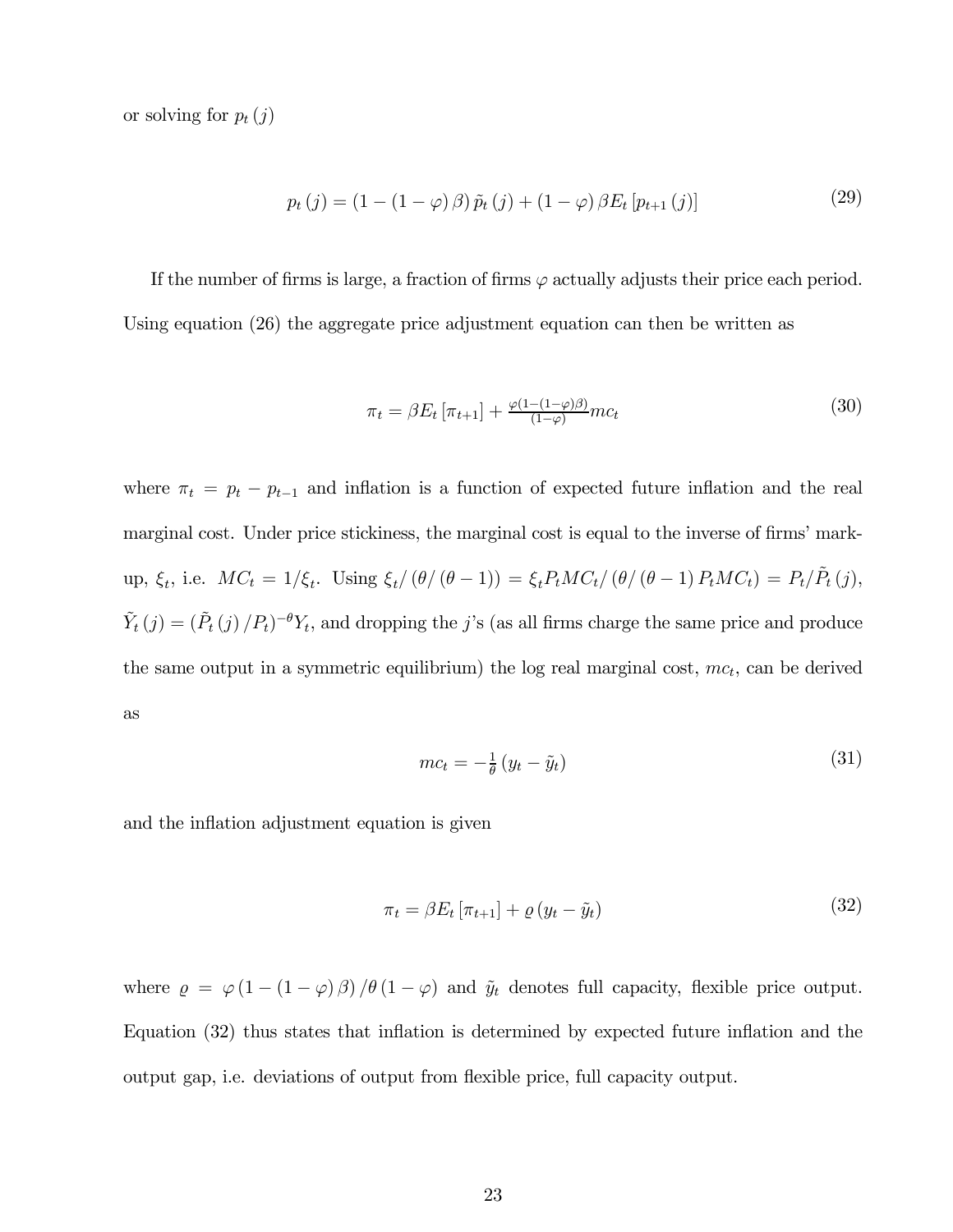or solving for $p_t(j)$

$$p_t(j) = (1 - (1-\varphi)\beta)\tilde{p}_t(j) + (1-\varphi)\beta E_t[p_{t+1}(j)] \tag{29}$$

If the number of firms is large, a fraction of firms $\varphi$ actually adjusts their price each period. Using equation (26) the aggregate price adjustment equation can then be written as

$$\pi_t = \beta E_t[\pi_{t+1}] + \tfrac{\varphi(1-(1-\varphi)\beta)}{(1-\varphi)} mc_t \tag{30}$$

where $\pi_t = p_t - p_{t-1}$ and inflation is a function of expected future inflation and the real marginal cost. Under price stickiness, the marginal cost is equal to the inverse of firms' markup, $\xi_t$, i.e. $MC_t = 1/\xi_t$. Using $\xi_t/(\theta/(\theta-1)) = \xi_t P_t MC_t/(\theta/(\theta-1)P_t MC_t) = P_t/\tilde{P}_t(j)$, $\tilde{Y}_t(j) = (\tilde{P}_t(j)/P_t)^{-\theta} Y_t$, and dropping the $j$'s (as all firms charge the same price and produce the same output in a symmetric equilibrium) the log real marginal cost, $mc_t$, can be derived as

$$mc_t = -\tfrac{1}{\theta}(y_t - \tilde{y}_t) \tag{31}$$

and the inflation adjustment equation is given

$$\pi_t = \beta E_t[\pi_{t+1}] + \varrho(y_t - \tilde{y}_t) \tag{32}$$

where $\varrho = \varphi(1-(1-\varphi)\beta)/\theta(1-\varphi)$ and $\tilde{y}_t$ denotes full capacity, flexible price output. Equation (32) thus states that inflation is determined by expected future inflation and the output gap, i.e. deviations of output from flexible price, full capacity output.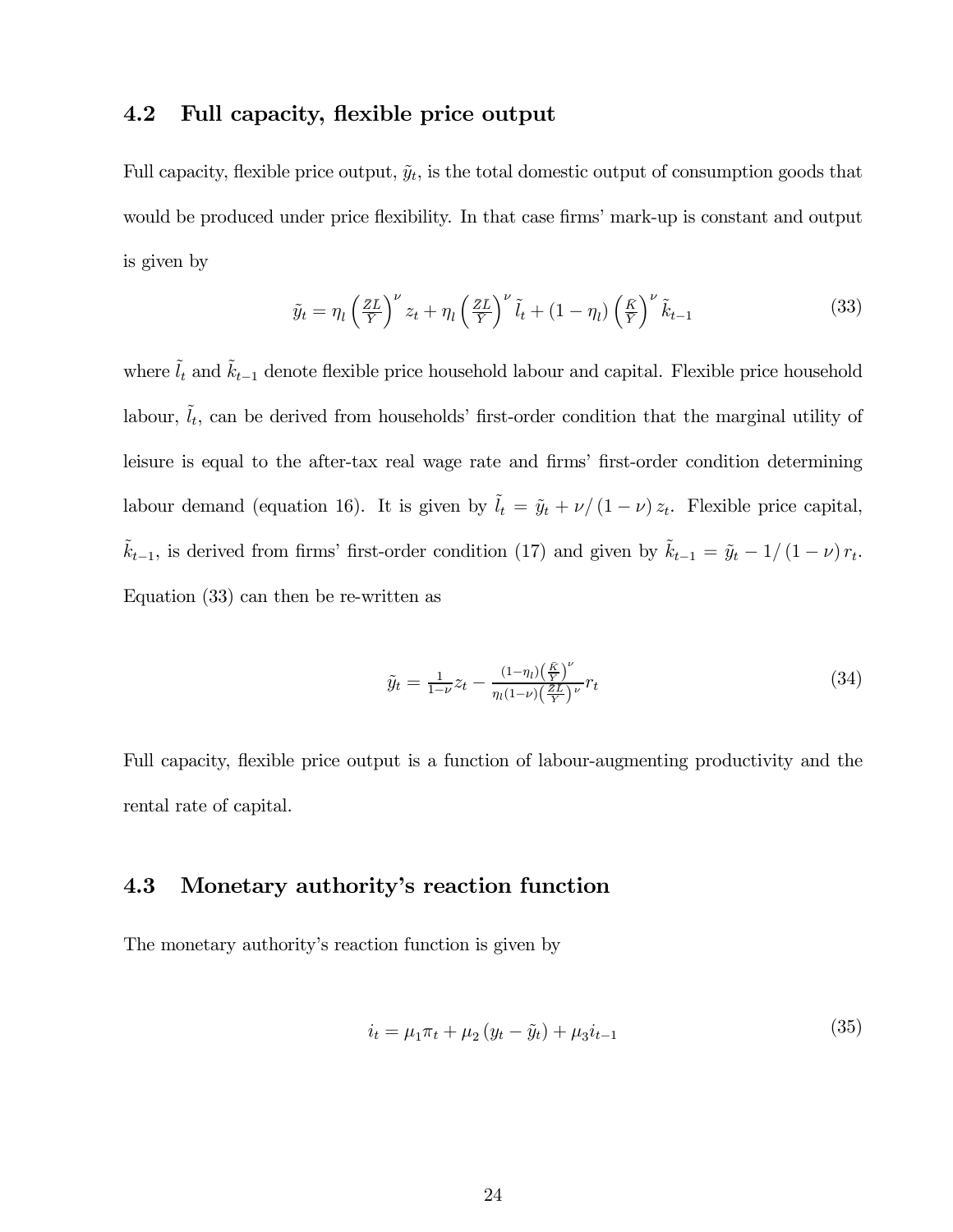### 4.2 Full capacity, flexible price output

Full capacity, flexible price output, $\tilde{y}_t$, is the total domestic output of consumption goods that would be produced under price flexibility. In that case firms' mark-up is constant and output is given by

$$\tilde{y}_t = \eta_l \left(\frac{ZL}{Y}\right)^{\nu} z_t + \eta_l \left(\frac{ZL}{Y}\right)^{\nu} \tilde{l}_t + (1-\eta_l)\left(\frac{K}{Y}\right)^{\nu} \tilde{k}_{t-1} \tag{33}$$

where $\tilde{l}_t$ and $\tilde{k}_{t-1}$ denote flexible price household labour and capital. Flexible price household labour, $\tilde{l}_t$, can be derived from households' first-order condition that the marginal utility of leisure is equal to the after-tax real wage rate and firms' first-order condition determining labour demand (equation 16). It is given by $\tilde{l}_t = \tilde{y}_t + \nu/(1-\nu)\, z_t$. Flexible price capital, $\tilde{k}_{t-1}$, is derived from firms' first-order condition (17) and given by $\tilde{k}_{t-1} = \tilde{y}_t - 1/(1-\nu)\, r_t$. Equation (33) can then be re-written as

$$\tilde{y}_t = \frac{1}{1-\nu} z_t - \frac{(1-\eta_l)\left(\frac{K}{Y}\right)^{\nu}}{\eta_l (1-\nu)\left(\frac{ZL}{Y}\right)^{\nu}} r_t \tag{34}$$

Full capacity, flexible price output is a function of labour-augmenting productivity and the rental rate of capital.

### 4.3 Monetary authority's reaction function

The monetary authority's reaction function is given by

$$i_t = \mu_1 \pi_t + \mu_2 (y_t - \tilde{y}_t) + \mu_3 i_{t-1} \tag{35}$$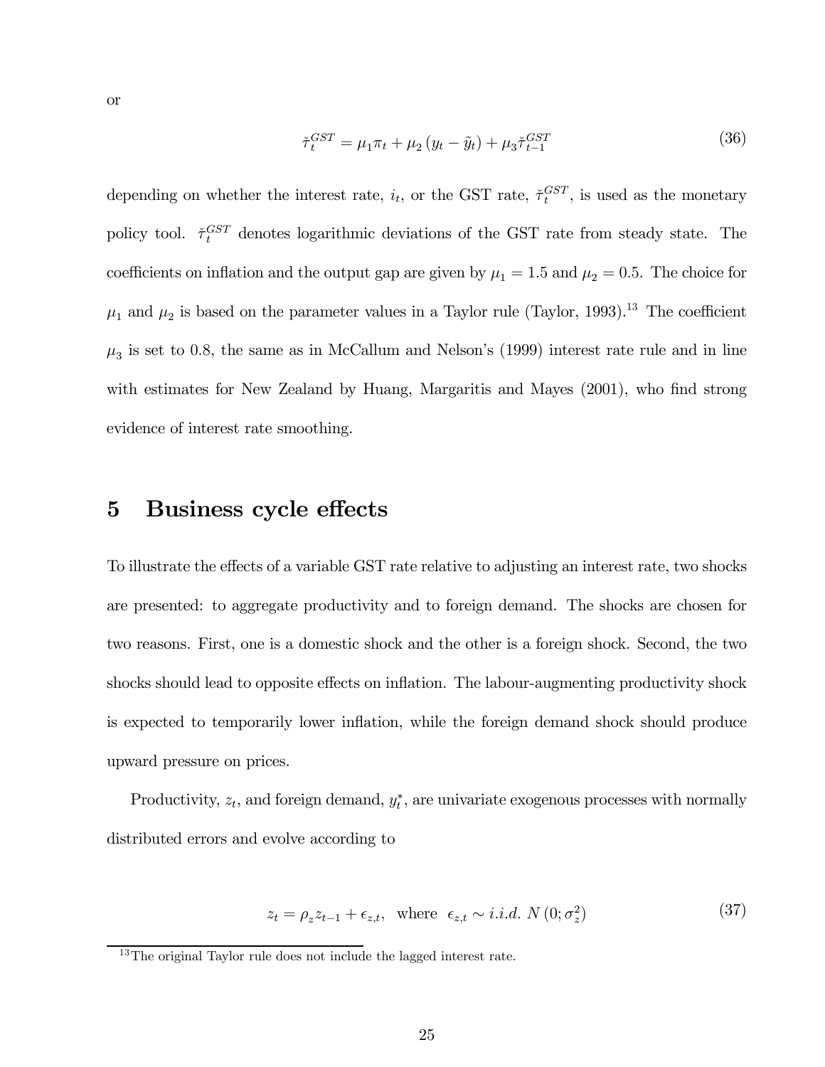or

$$\check{\tau}_t^{GST} = \mu_1 \pi_t + \mu_2 \left( y_t - \tilde{y}_t \right) + \mu_3 \check{\tau}_{t-1}^{GST} \tag{36}$$

depending on whether the interest rate, $i_t$, or the GST rate, $\check{\tau}_t^{GST}$, is used as the monetary policy tool. $\check{\tau}_t^{GST}$ denotes logarithmic deviations of the GST rate from steady state. The coefficients on inflation and the output gap are given by $\mu_1 = 1.5$ and $\mu_2 = 0.5$. The choice for $\mu_1$ and $\mu_2$ is based on the parameter values in a Taylor rule (Taylor, 1993).[13] The coefficient $\mu_3$ is set to 0.8, the same as in McCallum and Nelson's (1999) interest rate rule and in line with estimates for New Zealand by Huang, Margaritis and Mayes (2001), who find strong evidence of interest rate smoothing.

# 5 Business cycle effects

To illustrate the effects of a variable GST rate relative to adjusting an interest rate, two shocks are presented: to aggregate productivity and to foreign demand. The shocks are chosen for two reasons. First, one is a domestic shock and the other is a foreign shock. Second, the two shocks should lead to opposite effects on inflation. The labour-augmenting productivity shock is expected to temporarily lower inflation, while the foreign demand shock should produce upward pressure on prices.

Productivity, $z_t$, and foreign demand, $y_t^*$, are univariate exogenous processes with normally distributed errors and evolve according to

$$z_t = \rho_z z_{t-1} + \epsilon_{z,t}, \quad \text{where} \quad \epsilon_{z,t} \sim i.i.d.\ N\left(0; \sigma_z^2\right) \tag{37}$$

[13] The original Taylor rule does not include the lagged interest rate.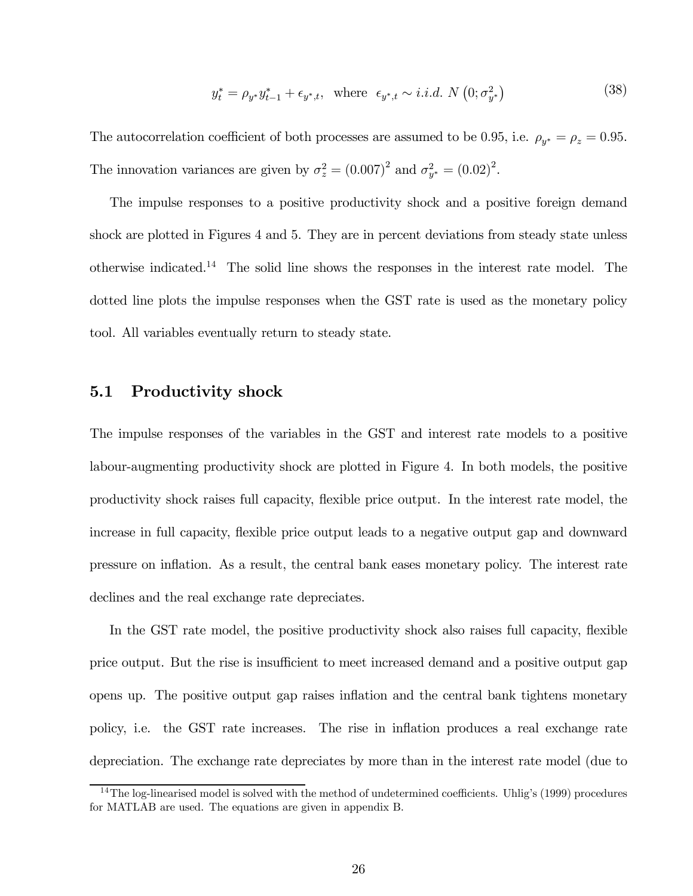$$y_t^* = \rho_{y^*} y_{t-1}^* + \epsilon_{y^*,t}, \text{ where } \epsilon_{y^*,t} \sim i.i.d. \ N\left(0; \sigma_{y^*}^2\right) \tag{38}$$

The autocorrelation coefficient of both processes are assumed to be 0.95, i.e. $\rho_{y^*} = \rho_z = 0.95$. The innovation variances are given by $\sigma_z^2 = (0.007)^2$ and $\sigma_{y^*}^2 = (0.02)^2$.

The impulse responses to a positive productivity shock and a positive foreign demand shock are plotted in Figures 4 and 5. They are in percent deviations from steady state unless otherwise indicated.[14] The solid line shows the responses in the interest rate model. The dotted line plots the impulse responses when the GST rate is used as the monetary policy tool. All variables eventually return to steady state.

## 5.1 Productivity shock

The impulse responses of the variables in the GST and interest rate models to a positive labour-augmenting productivity shock are plotted in Figure 4. In both models, the positive productivity shock raises full capacity, flexible price output. In the interest rate model, the increase in full capacity, flexible price output leads to a negative output gap and downward pressure on inflation. As a result, the central bank eases monetary policy. The interest rate declines and the real exchange rate depreciates.

In the GST rate model, the positive productivity shock also raises full capacity, flexible price output. But the rise is insufficient to meet increased demand and a positive output gap opens up. The positive output gap raises inflation and the central bank tightens monetary policy, i.e. the GST rate increases. The rise in inflation produces a real exchange rate depreciation. The exchange rate depreciates by more than in the interest rate model (due to

[14] The log-linearised model is solved with the method of undetermined coefficients. Uhlig's (1999) procedures for MATLAB are used. The equations are given in appendix B.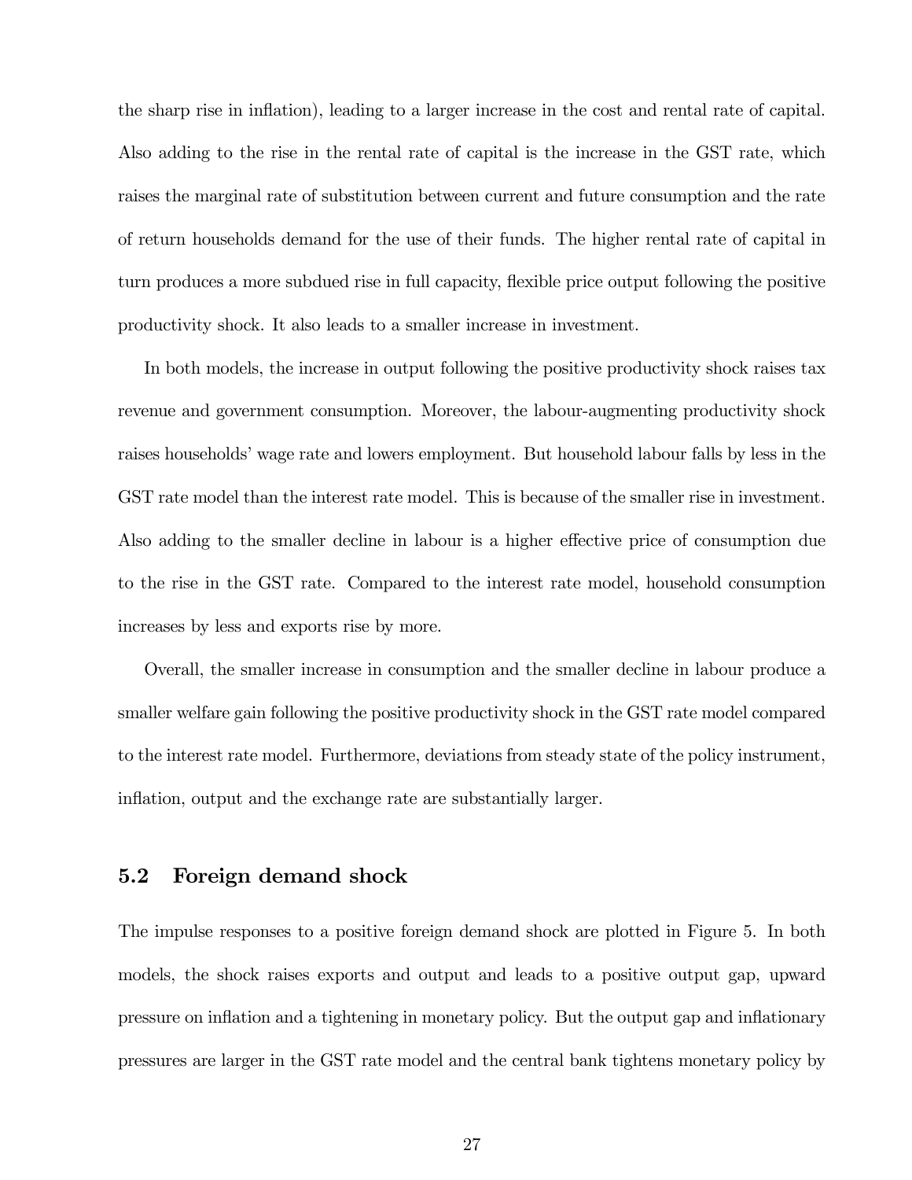the sharp rise in inflation), leading to a larger increase in the cost and rental rate of capital. Also adding to the rise in the rental rate of capital is the increase in the GST rate, which raises the marginal rate of substitution between current and future consumption and the rate of return households demand for the use of their funds. The higher rental rate of capital in turn produces a more subdued rise in full capacity, flexible price output following the positive productivity shock. It also leads to a smaller increase in investment.

In both models, the increase in output following the positive productivity shock raises tax revenue and government consumption. Moreover, the labour-augmenting productivity shock raises households' wage rate and lowers employment. But household labour falls by less in the GST rate model than the interest rate model. This is because of the smaller rise in investment. Also adding to the smaller decline in labour is a higher effective price of consumption due to the rise in the GST rate. Compared to the interest rate model, household consumption increases by less and exports rise by more.

Overall, the smaller increase in consumption and the smaller decline in labour produce a smaller welfare gain following the positive productivity shock in the GST rate model compared to the interest rate model. Furthermore, deviations from steady state of the policy instrument, inflation, output and the exchange rate are substantially larger.

## 5.2 Foreign demand shock

The impulse responses to a positive foreign demand shock are plotted in Figure 5. In both models, the shock raises exports and output and leads to a positive output gap, upward pressure on inflation and a tightening in monetary policy. But the output gap and inflationary pressures are larger in the GST rate model and the central bank tightens monetary policy by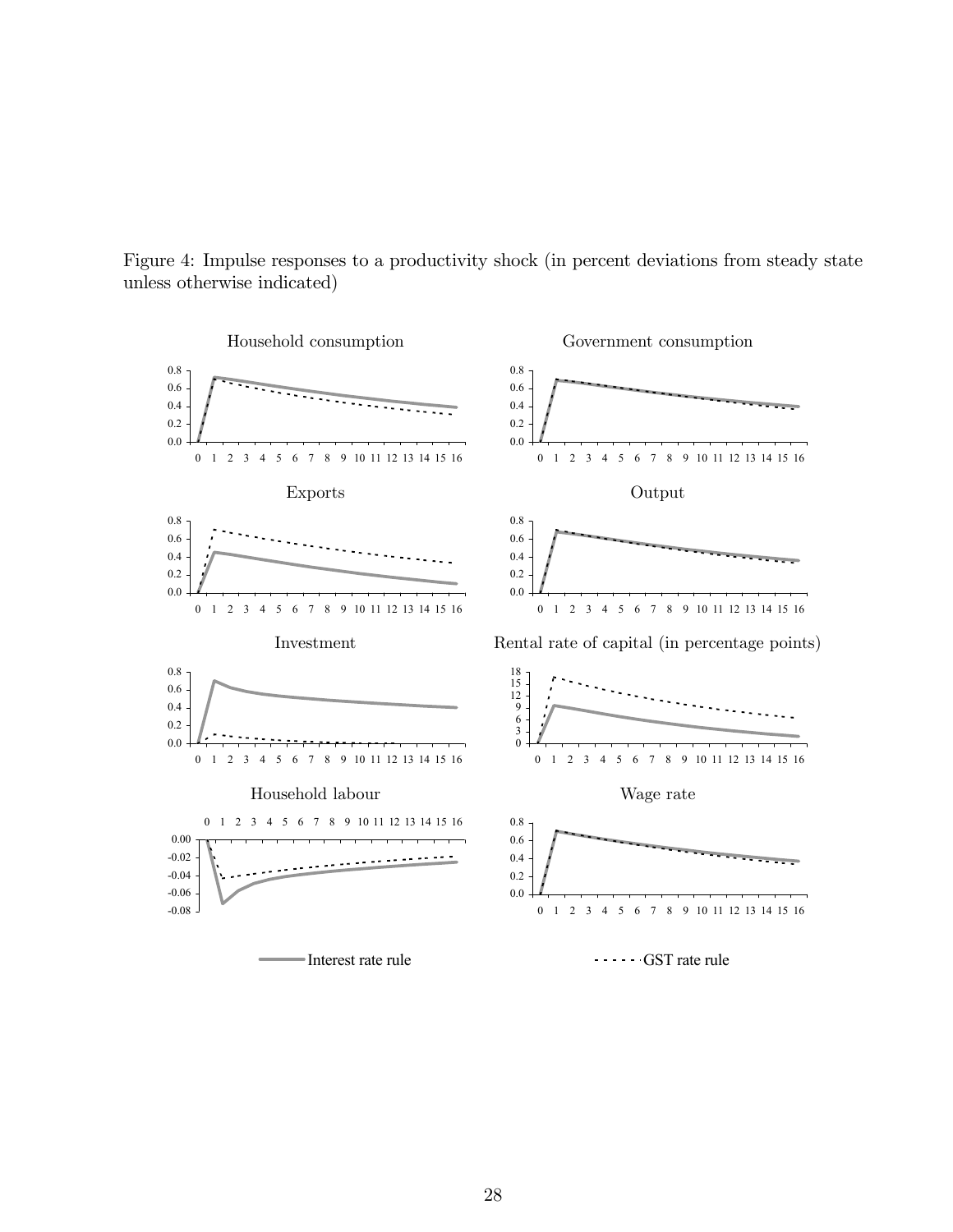Figure 4: Impulse responses to a productivity shock (in percent deviations from steady state unless otherwise indicated)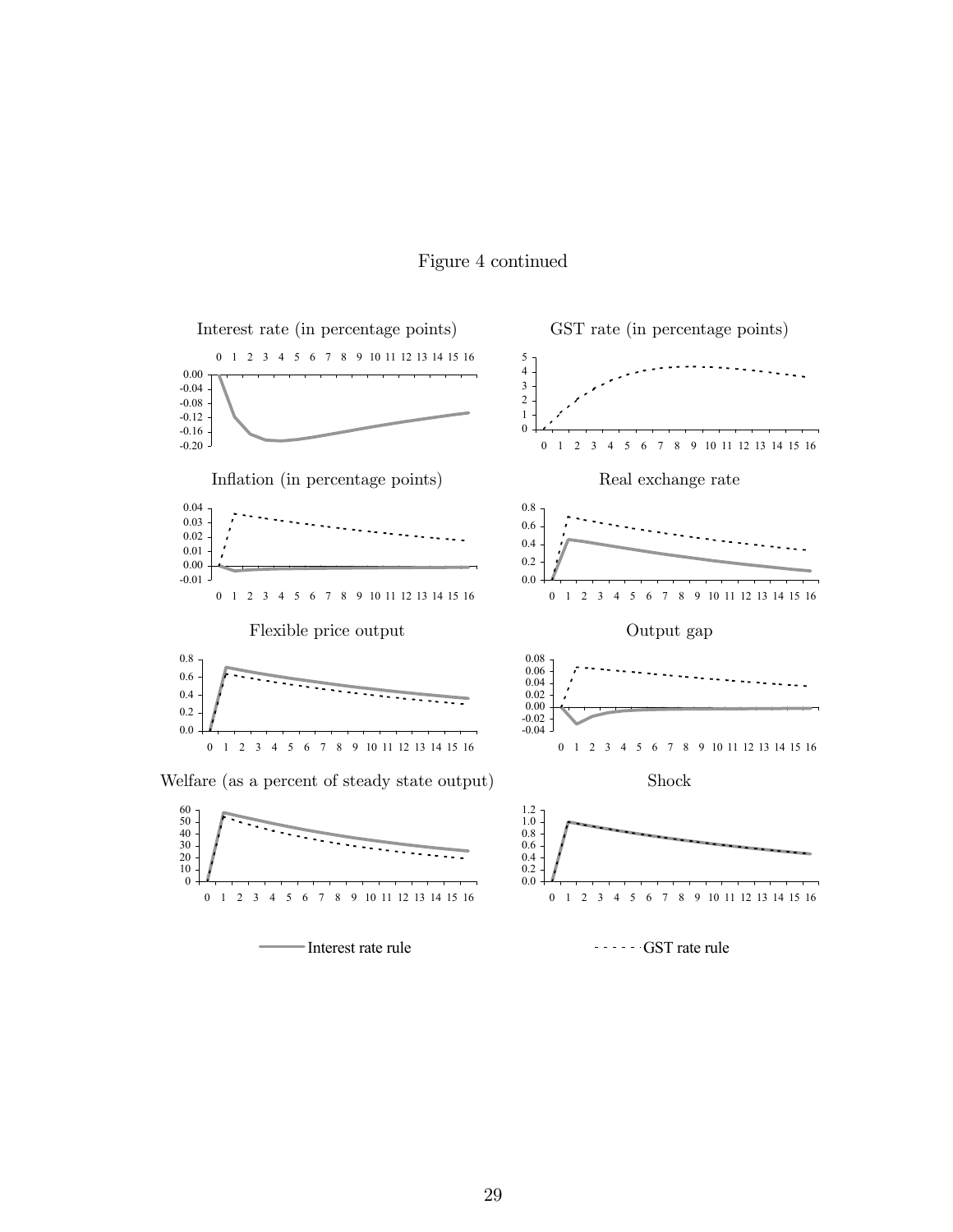Figure 4 continued

Interest rate (in percentage points)

GST rate (in percentage points)

Inflation (in percentage points)

Real exchange rate

Flexible price output

Output gap

Welfare (as a percent of steady state output)

Shock

Interest rate rule

GST rate rule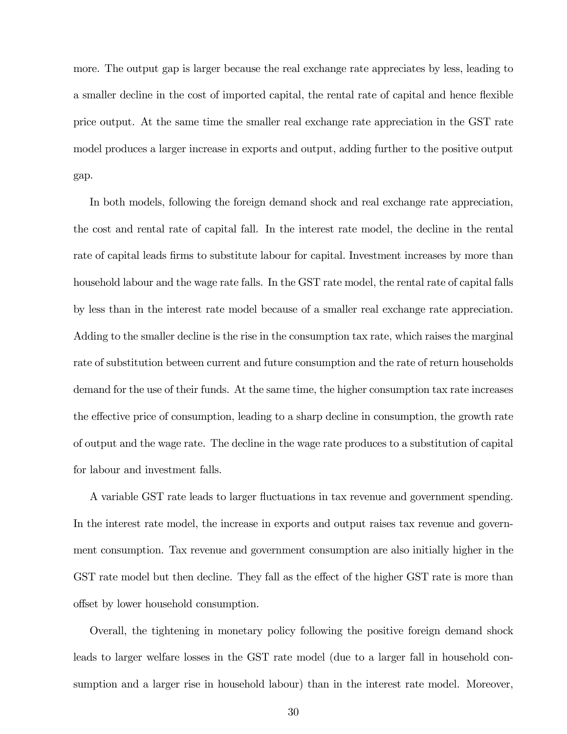more. The output gap is larger because the real exchange rate appreciates by less, leading to a smaller decline in the cost of imported capital, the rental rate of capital and hence flexible price output. At the same time the smaller real exchange rate appreciation in the GST rate model produces a larger increase in exports and output, adding further to the positive output gap.

In both models, following the foreign demand shock and real exchange rate appreciation, the cost and rental rate of capital fall. In the interest rate model, the decline in the rental rate of capital leads firms to substitute labour for capital. Investment increases by more than household labour and the wage rate falls. In the GST rate model, the rental rate of capital falls by less than in the interest rate model because of a smaller real exchange rate appreciation. Adding to the smaller decline is the rise in the consumption tax rate, which raises the marginal rate of substitution between current and future consumption and the rate of return households demand for the use of their funds. At the same time, the higher consumption tax rate increases the effective price of consumption, leading to a sharp decline in consumption, the growth rate of output and the wage rate. The decline in the wage rate produces to a substitution of capital for labour and investment falls.

A variable GST rate leads to larger fluctuations in tax revenue and government spending. In the interest rate model, the increase in exports and output raises tax revenue and government consumption. Tax revenue and government consumption are also initially higher in the GST rate model but then decline. They fall as the effect of the higher GST rate is more than offset by lower household consumption.

Overall, the tightening in monetary policy following the positive foreign demand shock leads to larger welfare losses in the GST rate model (due to a larger fall in household consumption and a larger rise in household labour) than in the interest rate model. Moreover,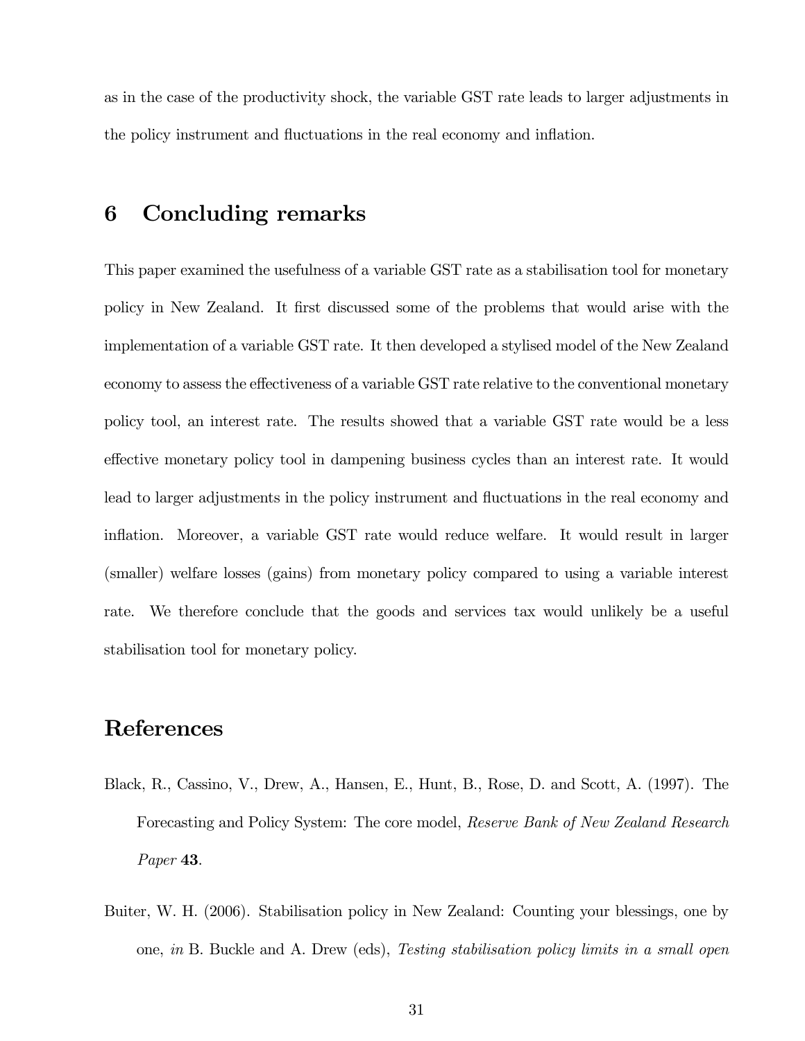as in the case of the productivity shock, the variable GST rate leads to larger adjustments in the policy instrument and fluctuations in the real economy and inflation.

## 6 Concluding remarks

This paper examined the usefulness of a variable GST rate as a stabilisation tool for monetary policy in New Zealand. It first discussed some of the problems that would arise with the implementation of a variable GST rate. It then developed a stylised model of the New Zealand economy to assess the effectiveness of a variable GST rate relative to the conventional monetary policy tool, an interest rate. The results showed that a variable GST rate would be a less effective monetary policy tool in dampening business cycles than an interest rate. It would lead to larger adjustments in the policy instrument and fluctuations in the real economy and inflation. Moreover, a variable GST rate would reduce welfare. It would result in larger (smaller) welfare losses (gains) from monetary policy compared to using a variable interest rate. We therefore conclude that the goods and services tax would unlikely be a useful stabilisation tool for monetary policy.

## References

Black, R., Cassino, V., Drew, A., Hansen, E., Hunt, B., Rose, D. and Scott, A. (1997). The Forecasting and Policy System: The core model, *Reserve Bank of New Zealand Research Paper* **43**.

Buiter, W. H. (2006). Stabilisation policy in New Zealand: Counting your blessings, one by one, *in* B. Buckle and A. Drew (eds), *Testing stabilisation policy limits in a small open*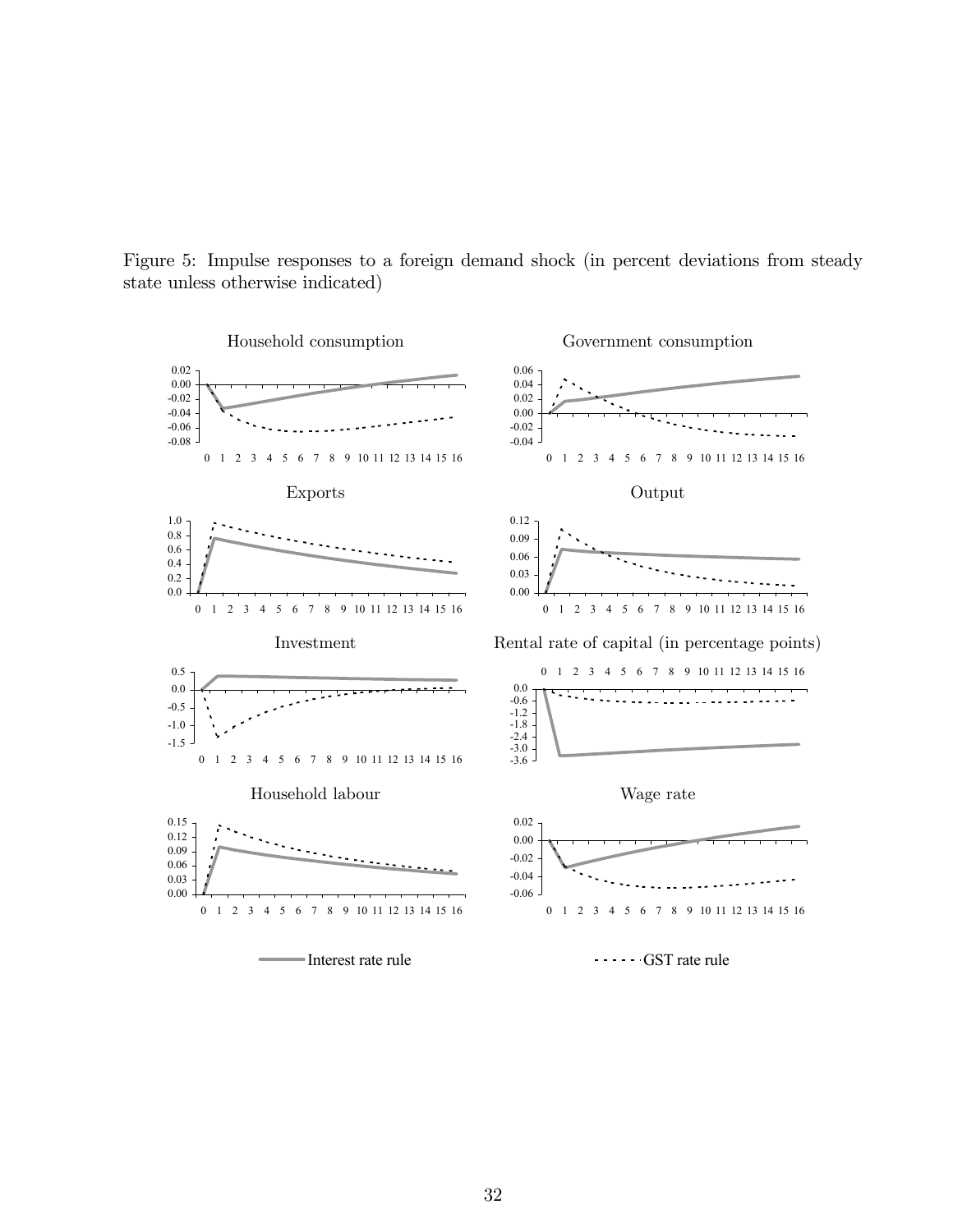Figure 5: Impulse responses to a foreign demand shock (in percent deviations from steady state unless otherwise indicated)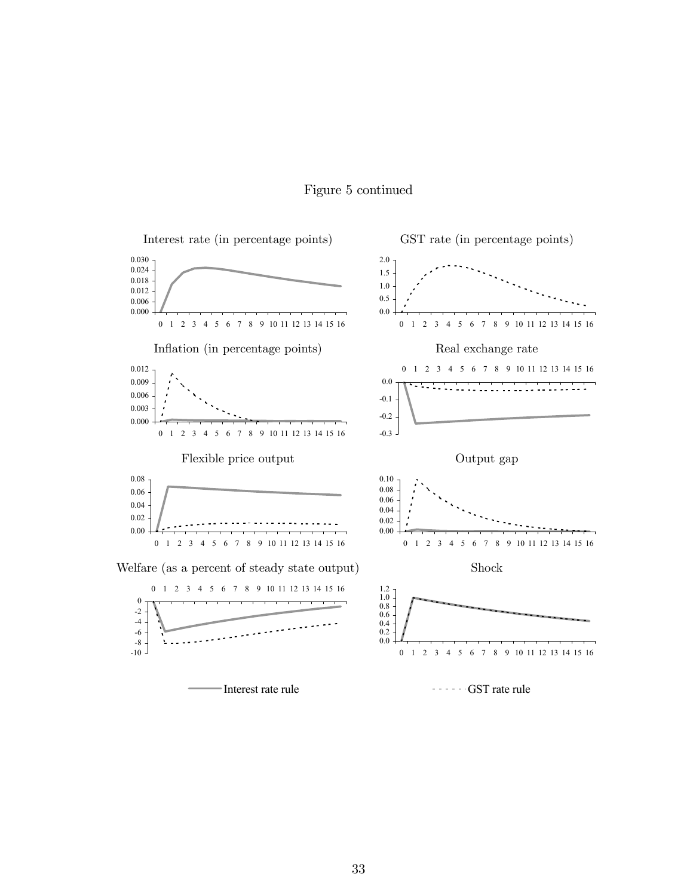Figure 5 continued

Interest rate (in percentage points)

GST rate (in percentage points)

Inflation (in percentage points)

Real exchange rate

Flexible price output

Output gap

Welfare (as a percent of steady state output)

Shock

Interest rate rule

GST rate rule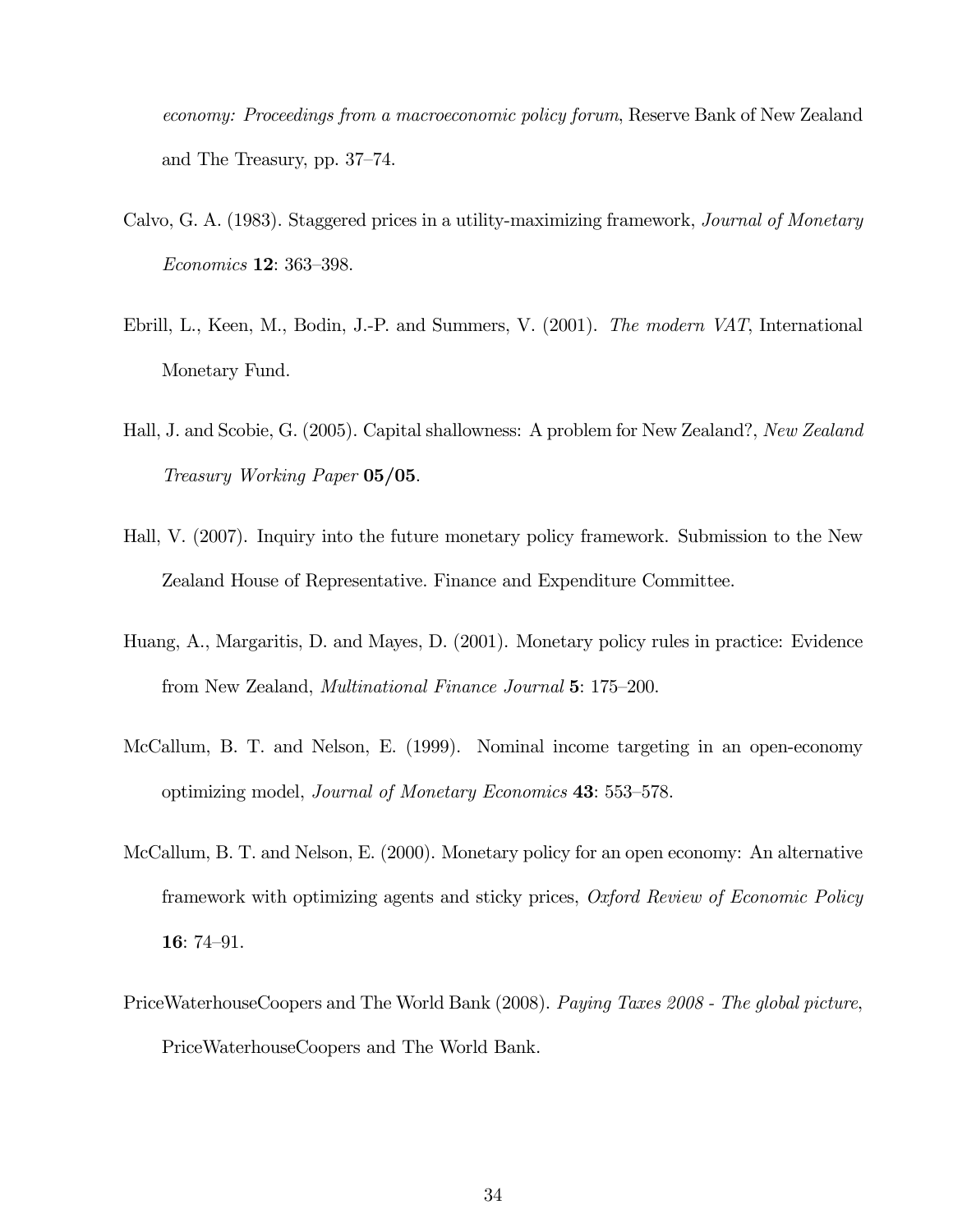*economy: Proceedings from a macroeconomic policy forum*, Reserve Bank of New Zealand and The Treasury, pp. 37–74.

Calvo, G. A. (1983). Staggered prices in a utility-maximizing framework, *Journal of Monetary Economics* **12**: 363–398.

Ebrill, L., Keen, M., Bodin, J.-P. and Summers, V. (2001). *The modern VAT*, International Monetary Fund.

Hall, J. and Scobie, G. (2005). Capital shallowness: A problem for New Zealand?, *New Zealand Treasury Working Paper* **05/05**.

Hall, V. (2007). Inquiry into the future monetary policy framework. Submission to the New Zealand House of Representative. Finance and Expenditure Committee.

Huang, A., Margaritis, D. and Mayes, D. (2001). Monetary policy rules in practice: Evidence from New Zealand, *Multinational Finance Journal* **5**: 175–200.

McCallum, B. T. and Nelson, E. (1999). Nominal income targeting in an open-economy optimizing model, *Journal of Monetary Economics* **43**: 553–578.

McCallum, B. T. and Nelson, E. (2000). Monetary policy for an open economy: An alternative framework with optimizing agents and sticky prices, *Oxford Review of Economic Policy* **16**: 74–91.

PriceWaterhouseCoopers and The World Bank (2008). *Paying Taxes 2008 - The global picture*, PriceWaterhouseCoopers and The World Bank.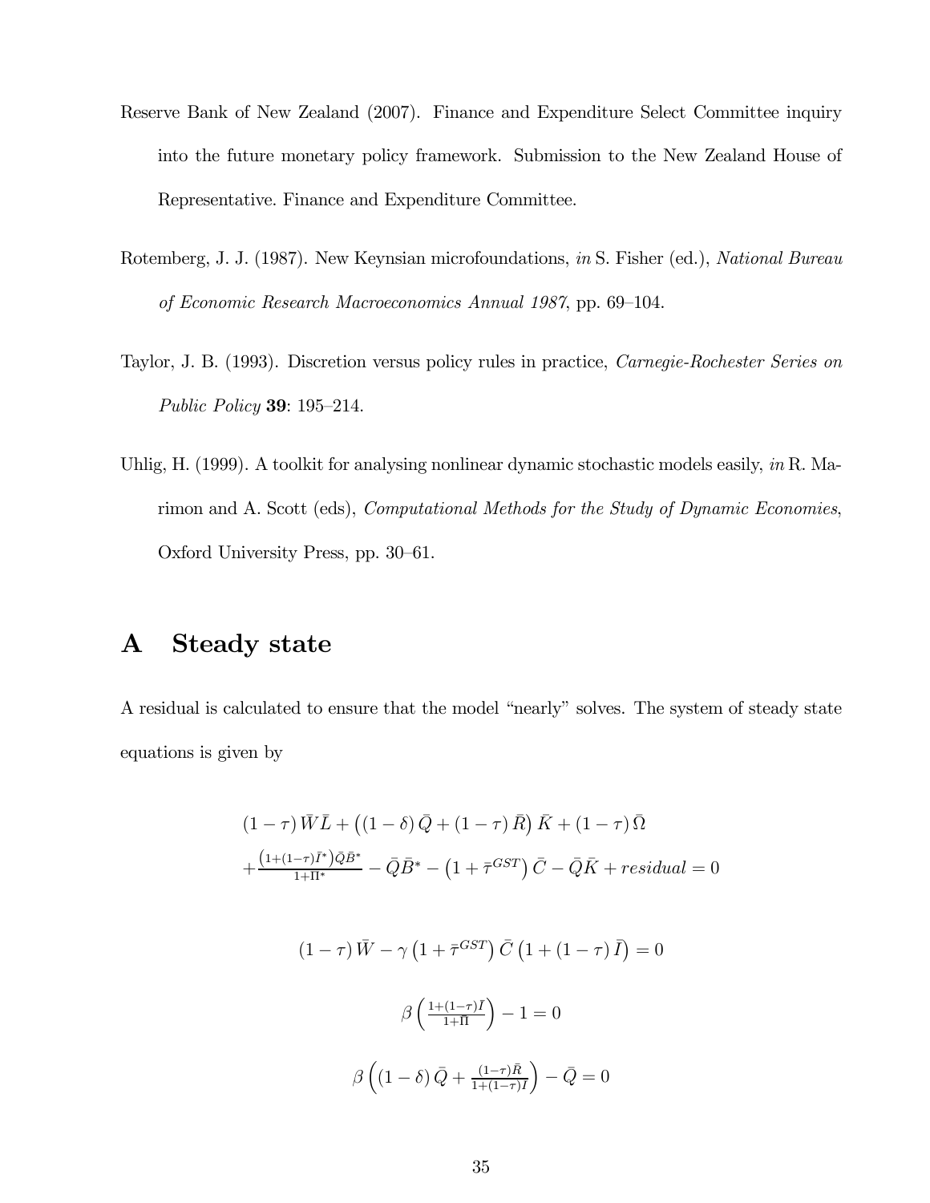Reserve Bank of New Zealand (2007). Finance and Expenditure Select Committee inquiry into the future monetary policy framework. Submission to the New Zealand House of Representative. Finance and Expenditure Committee.

Rotemberg, J. J. (1987). New Keynsian microfoundations, *in* S. Fisher (ed.), *National Bureau of Economic Research Macroeconomics Annual 1987*, pp. 69–104.

Taylor, J. B. (1993). Discretion versus policy rules in practice, *Carnegie-Rochester Series on Public Policy* **39**: 195–214.

Uhlig, H. (1999). A toolkit for analysing nonlinear dynamic stochastic models easily, *in* R. Marimon and A. Scott (eds), *Computational Methods for the Study of Dynamic Economies*, Oxford University Press, pp. 30–61.

# A Steady state

A residual is calculated to ensure that the model "nearly" solves. The system of steady state equations is given by

$$
\begin{aligned}
&(1-\tau)\bar{W}\bar{L} + \left((1-\delta)\bar{Q} + (1-\tau)\bar{R}\right)\bar{K} + (1-\tau)\bar{\Omega} \\
&+\frac{\left(1+(1-\tau)\bar{I}^*\right)\bar{Q}\bar{B}^*}{1+\Pi^*} - \bar{Q}\bar{B}^* - \left(1+\bar{\tau}^{GST}\right)\bar{C} - \bar{Q}\bar{K} + residual = 0
\end{aligned}
$$

$$
(1-\tau)\bar{W} - \gamma\left(1+\bar{\tau}^{GST}\right)\bar{C}\left(1+(1-\tau)\bar{I}\right) = 0
$$

$$
\beta\left(\frac{1+(1-\tau)I}{1+\bar{\Pi}}\right) - 1 = 0
$$

$$
\beta\left((1-\delta)\bar{Q} + \frac{(1-\tau)\bar{R}}{1+(1-\tau)I}\right) - \bar{Q} = 0
$$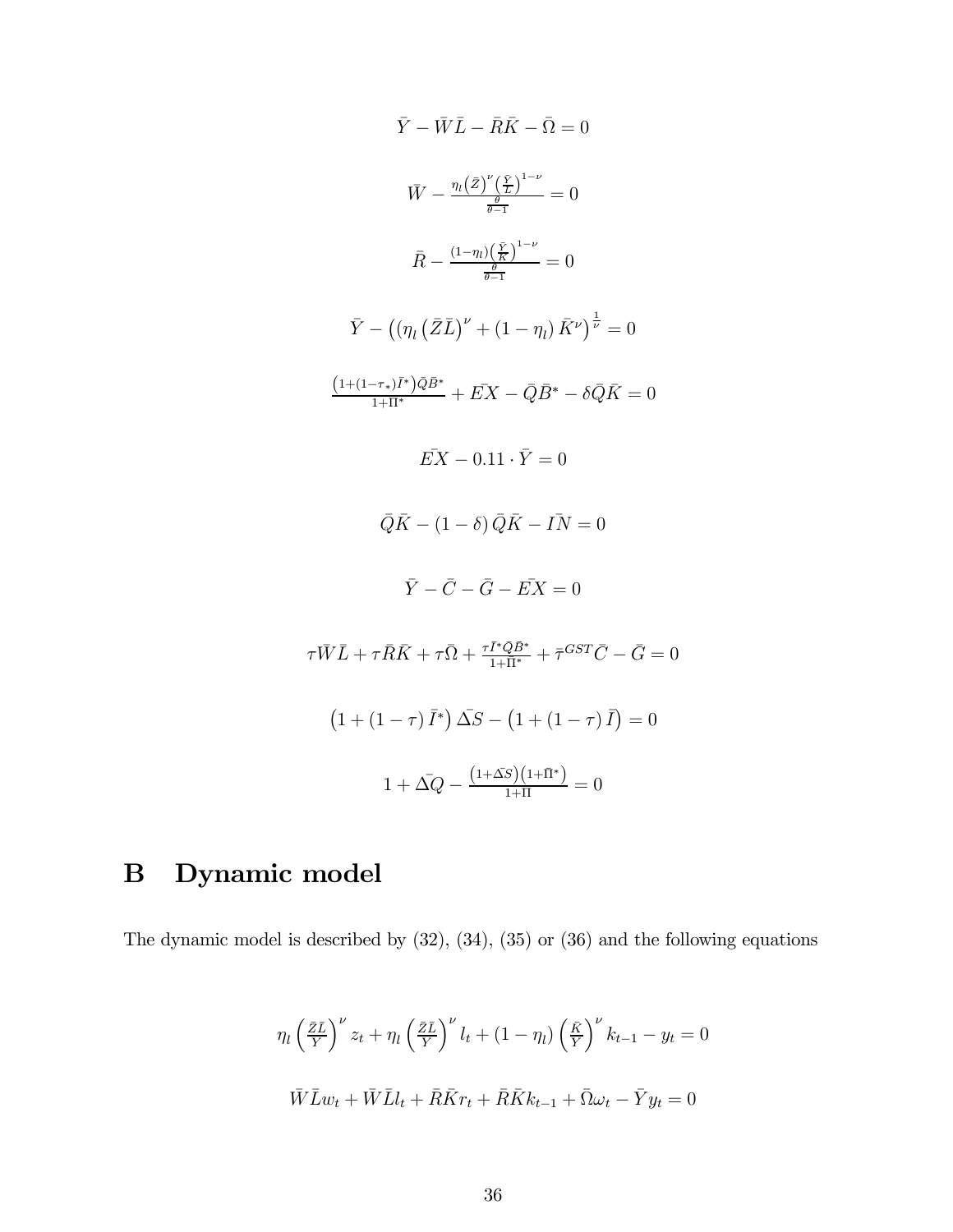$$\bar{Y} - \bar{W}\bar{L} - \bar{R}\bar{K} - \bar{\Omega} = 0$$

$$\bar{W} - \frac{\eta_l \left(\bar{Z}\right)^{\nu} \left(\frac{\bar{Y}}{\bar{L}}\right)^{1-\nu}}{\frac{\theta}{\theta-1}} = 0$$

$$\bar{R} - \frac{(1-\eta_l) \left(\frac{\bar{Y}}{\bar{K}}\right)^{1-\nu}}{\frac{\theta}{\theta-1}} = 0$$

$$\bar{Y} - \left(\left(\eta_l \left(\bar{Z}\bar{L}\right)^{\nu} + (1-\eta_l)\, \bar{K}^{\nu}\right)^{\frac{1}{\nu}}\right) = 0$$

$$\frac{\left(1 + (1-\tau_*)\bar{I}^*\right)\bar{Q}\bar{B}^*}{1+\bar{\Pi}^*} + \bar{EX} - \bar{Q}\bar{B}^* - \delta\bar{Q}\bar{K} = 0$$

$$\bar{EX} - 0.11 \cdot \bar{Y} = 0$$

$$\bar{Q}\bar{K} - (1-\delta)\,\bar{Q}\bar{K} - \bar{IN} = 0$$

$$\bar{Y} - \bar{C} - \bar{G} - \bar{EX} = 0$$

$$\tau\bar{W}\bar{L} + \tau\bar{R}\bar{K} + \tau\bar{\Omega} + \frac{\tau\bar{I}^*\bar{Q}\bar{B}^*}{1+\bar{\Pi}^*} + \bar{\tau}^{GST}\bar{C} - \bar{G} = 0$$

$$\left(1 + (1-\tau)\,\bar{I}^*\right)\bar{\Delta S} - \left(1 + (1-\tau)\,\bar{I}\right) = 0$$

$$1 + \bar{\Delta Q} - \frac{\left(1+\bar{\Delta S}\right)\left(1+\bar{\Pi}^*\right)}{1+\bar{\Pi}} = 0$$

# B Dynamic model

The dynamic model is described by (32), (34), (35) or (36) and the following equations

$$\eta_l \left(\frac{\bar{Z}\bar{L}}{\bar{Y}}\right)^{\nu} z_t + \eta_l \left(\frac{\bar{Z}\bar{L}}{\bar{Y}}\right)^{\nu} l_t + (1-\eta_l)\left(\frac{\bar{K}}{\bar{Y}}\right)^{\nu} k_{t-1} - y_t = 0$$

$$\bar{W}\bar{L}w_t + \bar{W}\bar{L}l_t + \bar{R}\bar{K}r_t + \bar{R}\bar{K}k_{t-1} + \bar{\Omega}\omega_t - \bar{Y}y_t = 0$$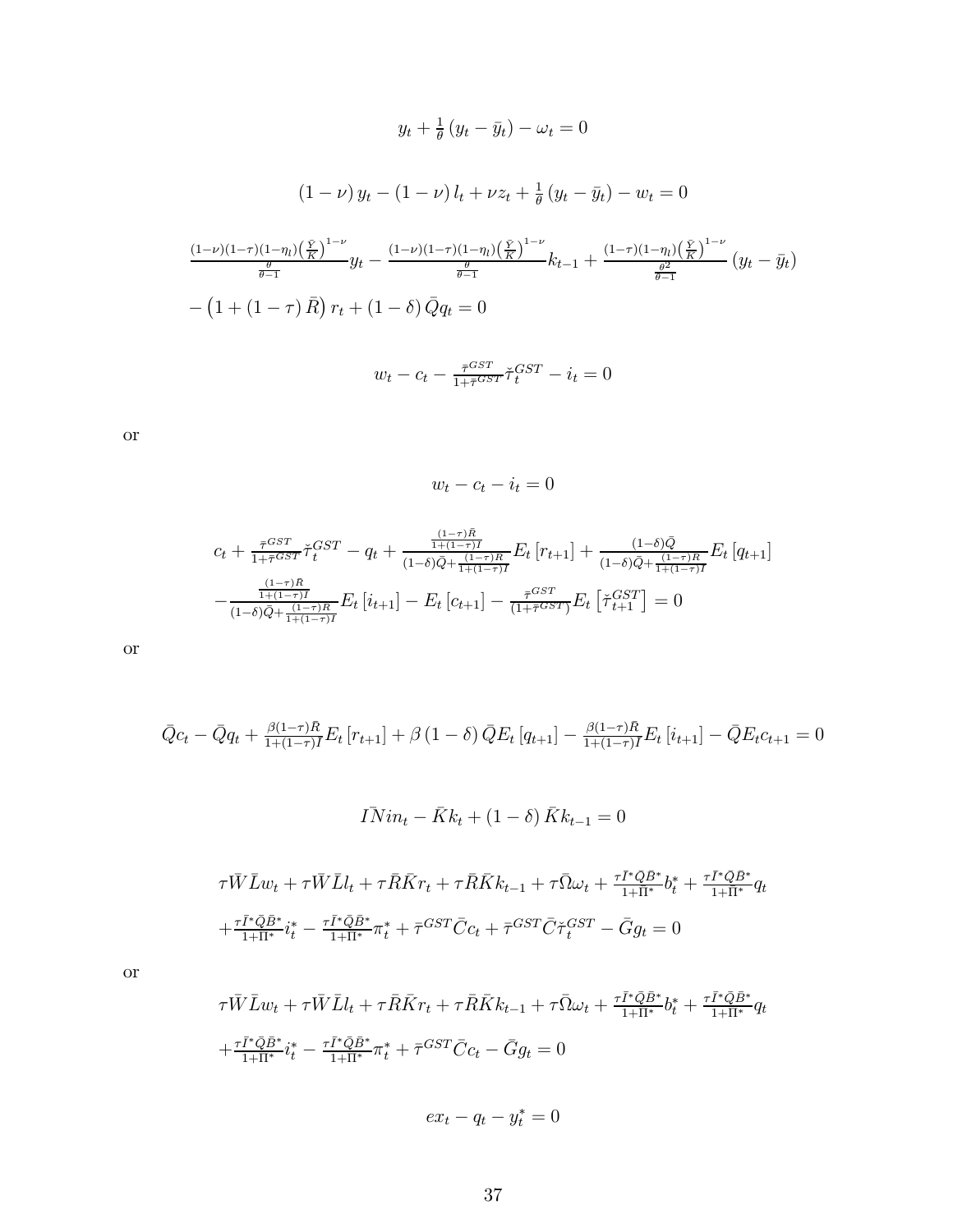$$y_t + \frac{1}{\theta}\left(y_t - \bar{y}_t\right) - \omega_t = 0$$

$$\left(1-\nu\right) y_t - \left(1-\nu\right) l_t + \nu z_t + \frac{1}{\theta}\left(y_t - \bar{y}_t\right) - w_t = 0$$

$$\frac{(1-\nu)(1-\tau)(1-\eta_l)\left(\frac{\bar{Y}}{\bar{K}}\right)^{1-\nu}}{\frac{\theta}{\theta-1}} y_t - \frac{(1-\nu)(1-\tau)(1-\eta_l)\left(\frac{\bar{Y}}{\bar{K}}\right)^{1-\nu}}{\frac{\theta}{\theta-1}} k_{t-1} + \frac{(1-\tau)(1-\eta_l)\left(\frac{\bar{Y}}{\bar{K}}\right)^{1-\nu}}{\frac{\theta^2}{\theta-1}} \left(y_t - \bar{y}_t\right)$$
$$-\left(1 + (1-\tau)\bar{R}\right) r_t + (1-\delta)\bar{Q} q_t = 0$$

$$w_t - c_t - \frac{\bar{\tau}^{GST}}{1+\bar{\tau}^{GST}} \check{\tau}_t^{GST} - i_t = 0$$

or

$$w_t - c_t - i_t = 0$$

$$c_t + \frac{\bar{\tau}^{GST}}{1+\bar{\tau}^{GST}} \check{\tau}_t^{GST} - q_t + \frac{\frac{(1-\tau)\bar{R}}{1+(1-\tau)\bar{I}}}{(1-\delta)\bar{Q} + \frac{(1-\tau)\bar{R}}{1+(1-\tau)\bar{I}}} E_t\left[r_{t+1}\right] + \frac{(1-\delta)\bar{Q}}{(1-\delta)\bar{Q} + \frac{(1-\tau)\bar{R}}{1+(1-\tau)\bar{I}}} E_t\left[q_{t+1}\right]$$
$$-\frac{\frac{(1-\tau)\bar{R}}{1+(1-\tau)\bar{I}}}{(1-\delta)\bar{Q} + \frac{(1-\tau)\bar{R}}{1+(1-\tau)\bar{I}}} E_t\left[i_{t+1}\right] - E_t\left[c_{t+1}\right] - \frac{\bar{\tau}^{GST}}{\left(1+\bar{\tau}^{GST}\right)} E_t\left[\check{\tau}_{t+1}^{GST}\right] = 0$$

or

$$\bar{Q} c_t - \bar{Q} q_t + \frac{\beta(1-\tau)\bar{R}}{1+(1-\tau)\bar{I}} E_t\left[r_{t+1}\right] + \beta\left(1-\delta\right)\bar{Q} E_t\left[q_{t+1}\right] - \frac{\beta(1-\tau)\bar{R}}{1+(1-\tau)\bar{I}} E_t\left[i_{t+1}\right] - \bar{Q} E_t c_{t+1} = 0$$

$$\bar{I}\bar{N} in_t - \bar{K} k_t + (1-\delta)\bar{K} k_{t-1} = 0$$

$$\tau\bar{W}\bar{L} w_t + \tau\bar{W}\bar{L} l_t + \tau\bar{R}\bar{K} r_t + \tau\bar{R}\bar{K} k_{t-1} + \tau\bar{\Omega}\omega_t + \frac{\tau\bar{I}^*\bar{Q}\bar{B}^*}{1+\bar{\Pi}^*} b_t^* + \frac{\tau\bar{I}^*\bar{Q}\bar{B}^*}{1+\bar{\Pi}^*} q_t$$
$$+\frac{\tau\bar{I}^*\bar{Q}\bar{B}^*}{1+\bar{\Pi}^*} i_t^* - \frac{\tau\bar{I}^*\bar{Q}\bar{B}^*}{1+\bar{\Pi}^*} \pi_t^* + \bar{\tau}^{GST}\bar{C} c_t + \bar{\tau}^{GST}\bar{C}\check{\tau}_t^{GST} - \bar{G} g_t = 0$$

or

$$\tau\bar{W}\bar{L} w_t + \tau\bar{W}\bar{L} l_t + \tau\bar{R}\bar{K} r_t + \tau\bar{R}\bar{K} k_{t-1} + \tau\bar{\Omega}\omega_t + \frac{\tau\bar{I}^*\bar{Q}\bar{B}^*}{1+\bar{\Pi}^*} b_t^* + \frac{\tau\bar{I}^*\bar{Q}\bar{B}^*}{1+\bar{\Pi}^*} q_t$$
$$+\frac{\tau\bar{I}^*\bar{Q}\bar{B}^*}{1+\bar{\Pi}^*} i_t^* - \frac{\tau\bar{I}^*\bar{Q}\bar{B}^*}{1+\bar{\Pi}^*} \pi_t^* + \bar{\tau}^{GST}\bar{C} c_t - \bar{G} g_t = 0$$

$$ex_t - q_t - y_t^* = 0$$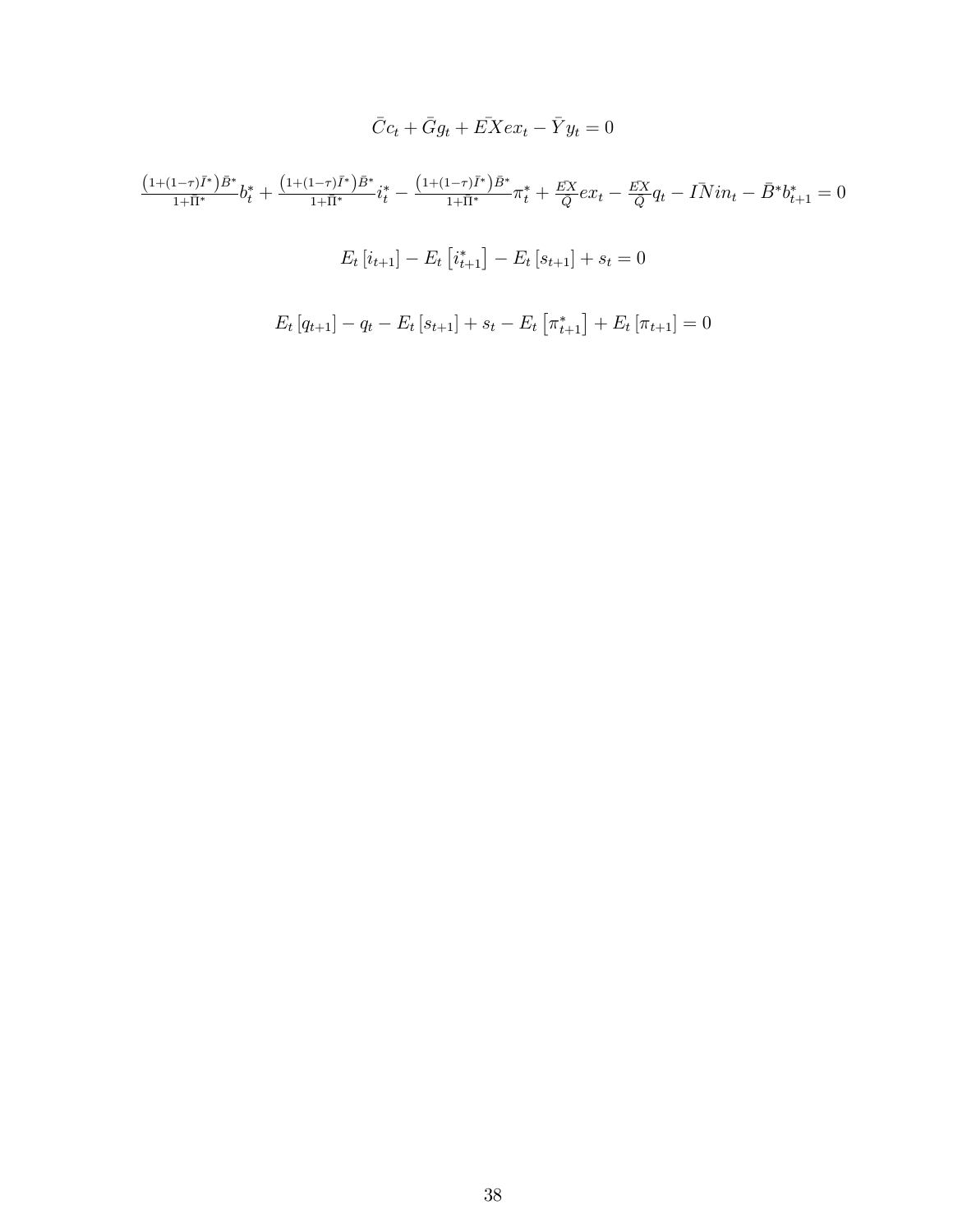$$\bar{C}c_t + \bar{G}g_t + \bar{EX}ex_t - \bar{Y}y_t = 0$$

$$\frac{\left(1+(1-\tau)\bar{I}^*\right)\bar{B}^*}{1+\bar{\Pi}^*}b_t^* + \frac{\left(1+(1-\tau)\bar{I}^*\right)\bar{B}^*}{1+\bar{\Pi}^*}i_t^* - \frac{\left(1+(1-\tau)\bar{I}^*\right)\bar{B}^*}{1+\bar{\Pi}^*}\pi_t^* + \frac{\bar{EX}}{\bar{Q}}ex_t - \frac{\bar{EX}}{\bar{Q}}q_t - \bar{IN}in_t - \bar{B}^*b_{t+1}^* = 0$$

$$E_t\left[i_{t+1}\right] - E_t\left[i_{t+1}^*\right] - E_t\left[s_{t+1}\right] + s_t = 0$$

$$E_t\left[q_{t+1}\right] - q_t - E_t\left[s_{t+1}\right] + s_t - E_t\left[\pi_{t+1}^*\right] + E_t\left[\pi_{t+1}\right] = 0$$